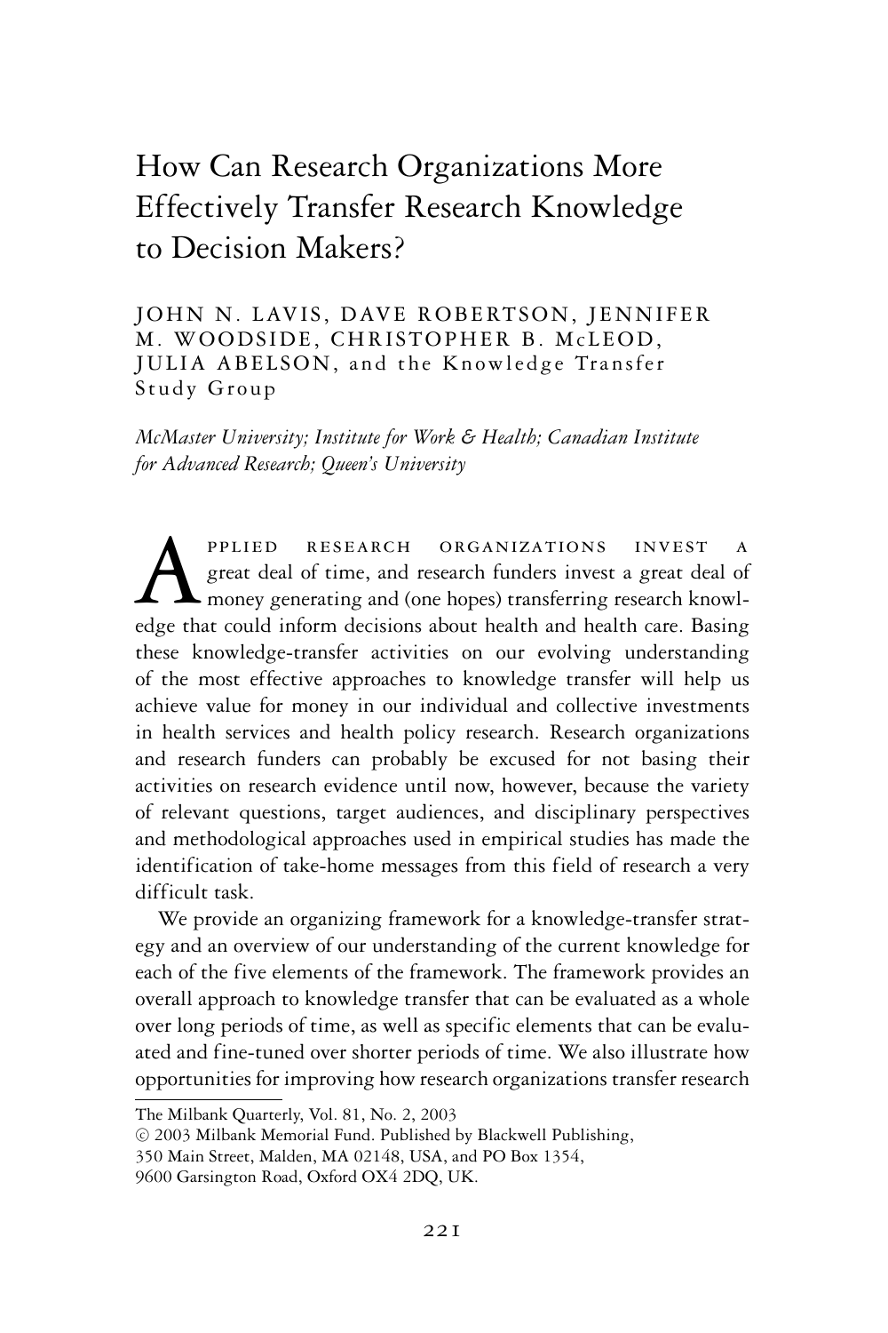# How Can Research Organizations More Effectively Transfer Research Knowledge to Decision Makers?

JOHN N. LAVIS, DAVE ROBERTSON, JENNIFER M. WOODSIDE, CHRISTOPHER B. McLEOD, JULIA ABELSON, and the Knowledge Transfer Study Group

*McMaster University; Institute for Work & Health; Canadian Institute for Advanced Research; Queen's University*

APPLIED RESEARCH ORGANIZATIONS INVEST A great deal of time, and research funders invest a great deal of money generating and (one hopes) transferring research knowledge that could inform decisions about health and health care. Basing these knowledge-transfer activities on our evolving understanding of the most effective approaches to knowledge transfer will help us achieve value for money in our individual and collective investments in health services and health policy research. Research organizations and research funders can probably be excused for not basing their activities on research evidence until now, however, because the variety of relevant questions, target audiences, and disciplinary perspectives and methodological approaches used in empirical studies has made the identification of take-home messages from this field of research a very difficult task.

We provide an organizing framework for a knowledge-transfer strategy and an overview of our understanding of the current knowledge for each of the five elements of the framework. The framework provides an overall approach to knowledge transfer that can be evaluated as a whole over long periods of time, as well as specific elements that can be evaluated and fine-tuned over shorter periods of time. We also illustrate how opportunities for improving how research organizations transfer research

The Milbank Quarterly, Vol. 81, No. 2, 2003
© 2003 Milbank Memorial Fund. Published by Blackwell Publishing, 350 Main Street, Malden, MA 02148, USA, and PO Box 1354, 9600 Garsington Road, Oxford OX4 2DQ, UK.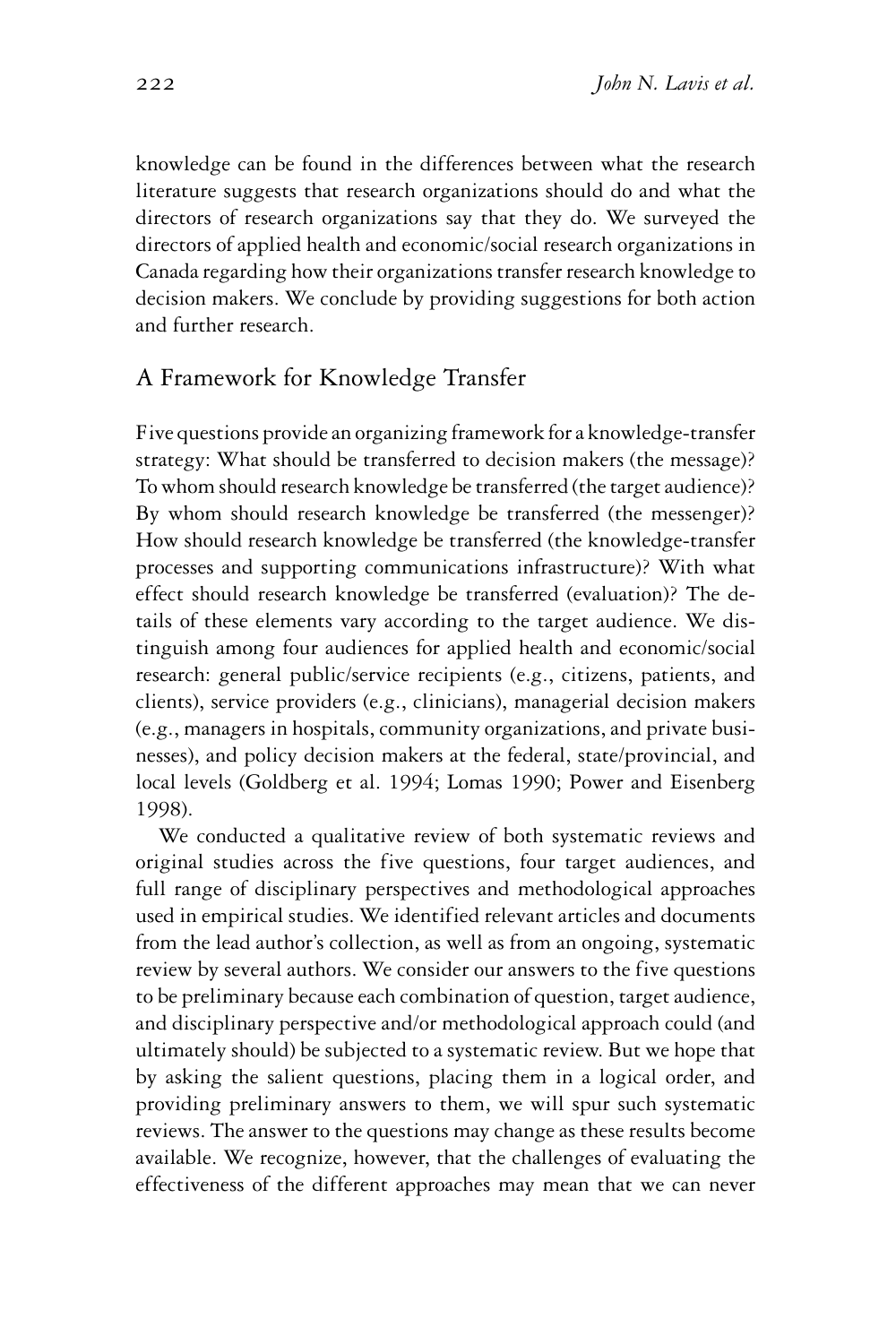knowledge can be found in the differences between what the research literature suggests that research organizations should do and what the directors of research organizations say that they do. We surveyed the directors of applied health and economic/social research organizations in Canada regarding how their organizations transfer research knowledge to decision makers. We conclude by providing suggestions for both action and further research.

## A Framework for Knowledge Transfer

Five questions provide an organizing framework for a knowledge-transfer strategy: What should be transferred to decision makers (the message)? To whom should research knowledge be transferred (the target audience)? By whom should research knowledge be transferred (the messenger)? How should research knowledge be transferred (the knowledge-transfer processes and supporting communications infrastructure)? With what effect should research knowledge be transferred (evaluation)? The details of these elements vary according to the target audience. We distinguish among four audiences for applied health and economic/social research: general public/service recipients (e.g., citizens, patients, and clients), service providers (e.g., clinicians), managerial decision makers (e.g., managers in hospitals, community organizations, and private businesses), and policy decision makers at the federal, state/provincial, and local levels (Goldberg et al. 1994; Lomas 1990; Power and Eisenberg 1998).

We conducted a qualitative review of both systematic reviews and original studies across the five questions, four target audiences, and full range of disciplinary perspectives and methodological approaches used in empirical studies. We identified relevant articles and documents from the lead author's collection, as well as from an ongoing, systematic review by several authors. We consider our answers to the five questions to be preliminary because each combination of question, target audience, and disciplinary perspective and/or methodological approach could (and ultimately should) be subjected to a systematic review. But we hope that by asking the salient questions, placing them in a logical order, and providing preliminary answers to them, we will spur such systematic reviews. The answer to the questions may change as these results become available. We recognize, however, that the challenges of evaluating the effectiveness of the different approaches may mean that we can never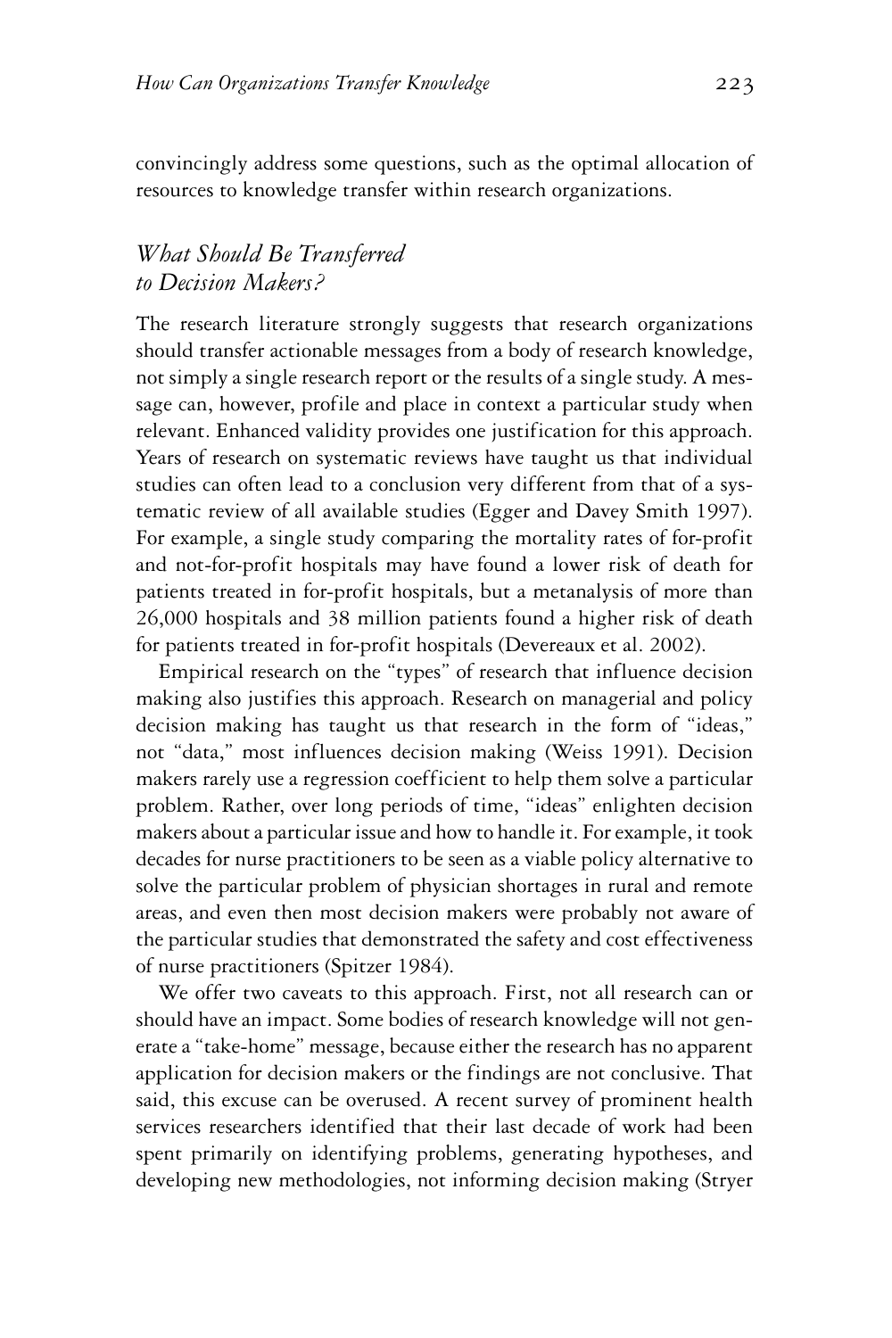convincingly address some questions, such as the optimal allocation of resources to knowledge transfer within research organizations.

## *What Should Be Transferred to Decision Makers?*

The research literature strongly suggests that research organizations should transfer actionable messages from a body of research knowledge, not simply a single research report or the results of a single study. A message can, however, profile and place in context a particular study when relevant. Enhanced validity provides one justification for this approach. Years of research on systematic reviews have taught us that individual studies can often lead to a conclusion very different from that of a systematic review of all available studies (Egger and Davey Smith 1997). For example, a single study comparing the mortality rates of for-profit and not-for-profit hospitals may have found a lower risk of death for patients treated in for-profit hospitals, but a metanalysis of more than 26,000 hospitals and 38 million patients found a higher risk of death for patients treated in for-profit hospitals (Devereaux et al. 2002).

Empirical research on the "types" of research that influence decision making also justifies this approach. Research on managerial and policy decision making has taught us that research in the form of "ideas," not "data," most influences decision making (Weiss 1991). Decision makers rarely use a regression coefficient to help them solve a particular problem. Rather, over long periods of time, "ideas" enlighten decision makers about a particular issue and how to handle it. For example, it took decades for nurse practitioners to be seen as a viable policy alternative to solve the particular problem of physician shortages in rural and remote areas, and even then most decision makers were probably not aware of the particular studies that demonstrated the safety and cost effectiveness of nurse practitioners (Spitzer 1984).

We offer two caveats to this approach. First, not all research can or should have an impact. Some bodies of research knowledge will not generate a "take-home" message, because either the research has no apparent application for decision makers or the findings are not conclusive. That said, this excuse can be overused. A recent survey of prominent health services researchers identified that their last decade of work had been spent primarily on identifying problems, generating hypotheses, and developing new methodologies, not informing decision making (Stryer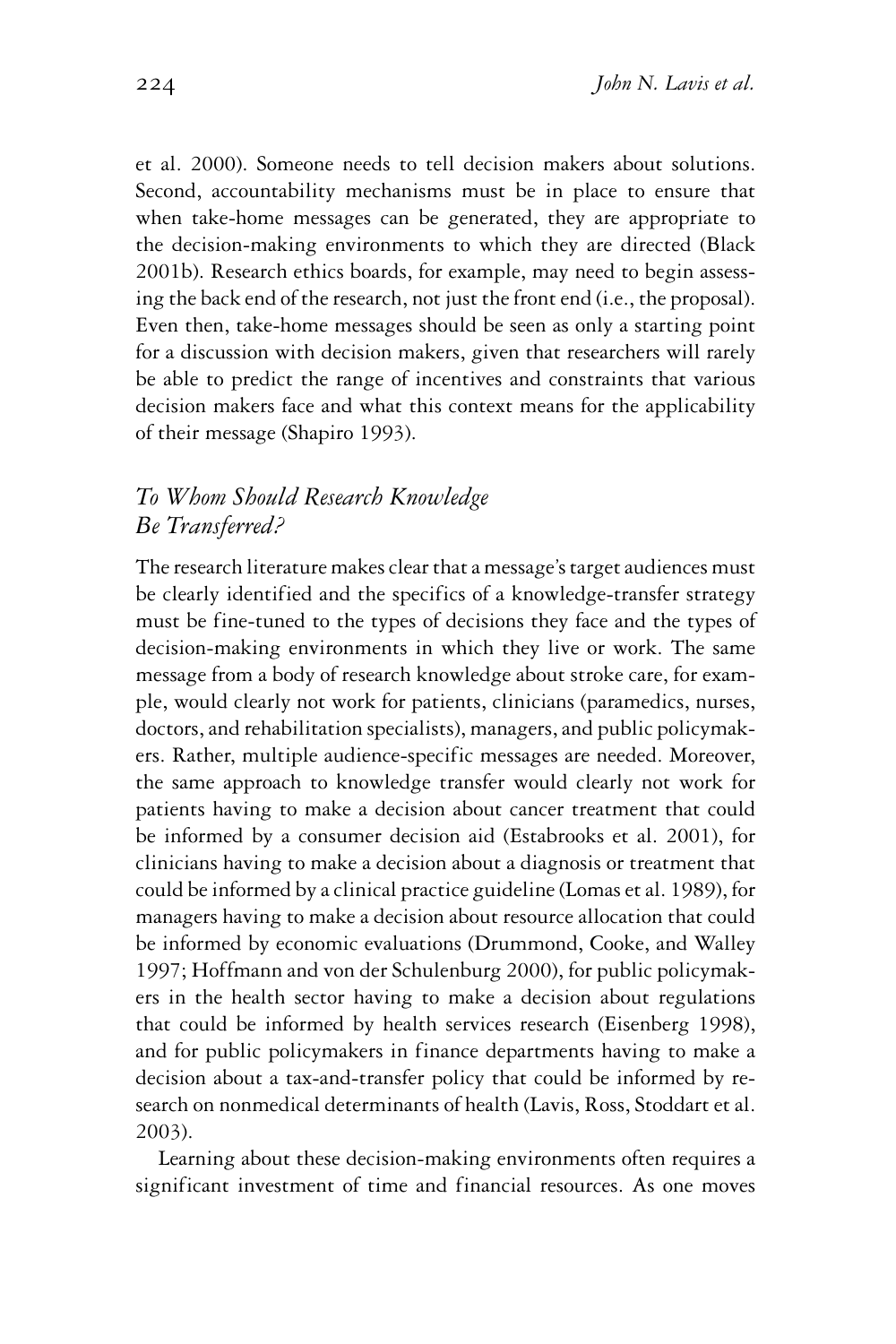et al. 2000). Someone needs to tell decision makers about solutions. Second, accountability mechanisms must be in place to ensure that when take-home messages can be generated, they are appropriate to the decision-making environments to which they are directed (Black 2001b). Research ethics boards, for example, may need to begin assessing the back end of the research, not just the front end (i.e., the proposal). Even then, take-home messages should be seen as only a starting point for a discussion with decision makers, given that researchers will rarely be able to predict the range of incentives and constraints that various decision makers face and what this context means for the applicability of their message (Shapiro 1993).

## *To Whom Should Research Knowledge Be Transferred?*

The research literature makes clear that a message's target audiences must be clearly identified and the specifics of a knowledge-transfer strategy must be fine-tuned to the types of decisions they face and the types of decision-making environments in which they live or work. The same message from a body of research knowledge about stroke care, for example, would clearly not work for patients, clinicians (paramedics, nurses, doctors, and rehabilitation specialists), managers, and public policymakers. Rather, multiple audience-specific messages are needed. Moreover, the same approach to knowledge transfer would clearly not work for patients having to make a decision about cancer treatment that could be informed by a consumer decision aid (Estabrooks et al. 2001), for clinicians having to make a decision about a diagnosis or treatment that could be informed by a clinical practice guideline (Lomas et al. 1989), for managers having to make a decision about resource allocation that could be informed by economic evaluations (Drummond, Cooke, and Walley 1997; Hoffmann and von der Schulenburg 2000), for public policymakers in the health sector having to make a decision about regulations that could be informed by health services research (Eisenberg 1998), and for public policymakers in finance departments having to make a decision about a tax-and-transfer policy that could be informed by research on nonmedical determinants of health (Lavis, Ross, Stoddart et al. 2003).

Learning about these decision-making environments often requires a significant investment of time and financial resources. As one moves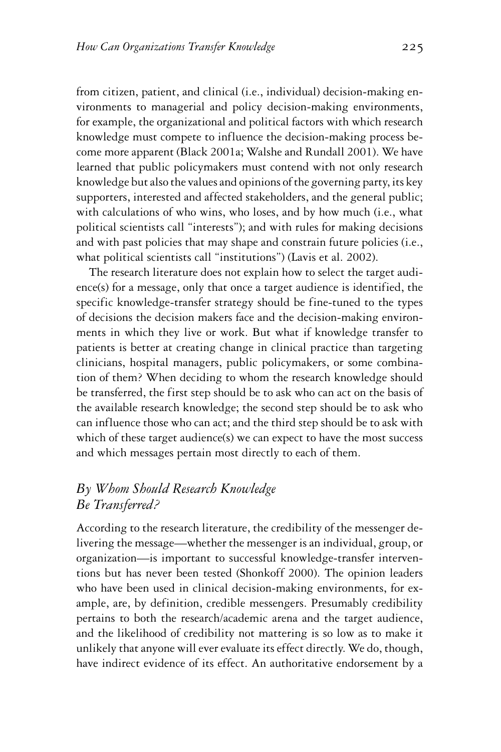from citizen, patient, and clinical (i.e., individual) decision-making environments to managerial and policy decision-making environments, for example, the organizational and political factors with which research knowledge must compete to influence the decision-making process become more apparent (Black 2001a; Walshe and Rundall 2001). We have learned that public policymakers must contend with not only research knowledge but also the values and opinions of the governing party, its key supporters, interested and affected stakeholders, and the general public; with calculations of who wins, who loses, and by how much (i.e., what political scientists call "interests"); and with rules for making decisions and with past policies that may shape and constrain future policies (i.e., what political scientists call "institutions") (Lavis et al. 2002).

The research literature does not explain how to select the target audience(s) for a message, only that once a target audience is identified, the specific knowledge-transfer strategy should be fine-tuned to the types of decisions the decision makers face and the decision-making environments in which they live or work. But what if knowledge transfer to patients is better at creating change in clinical practice than targeting clinicians, hospital managers, public policymakers, or some combination of them? When deciding to whom the research knowledge should be transferred, the first step should be to ask who can act on the basis of the available research knowledge; the second step should be to ask who can influence those who can act; and the third step should be to ask with which of these target audience(s) we can expect to have the most success and which messages pertain most directly to each of them.

## *By Whom Should Research Knowledge Be Transferred?*

According to the research literature, the credibility of the messenger delivering the message—whether the messenger is an individual, group, or organization—is important to successful knowledge-transfer interventions but has never been tested (Shonkoff 2000). The opinion leaders who have been used in clinical decision-making environments, for example, are, by definition, credible messengers. Presumably credibility pertains to both the research/academic arena and the target audience, and the likelihood of credibility not mattering is so low as to make it unlikely that anyone will ever evaluate its effect directly. We do, though, have indirect evidence of its effect. An authoritative endorsement by a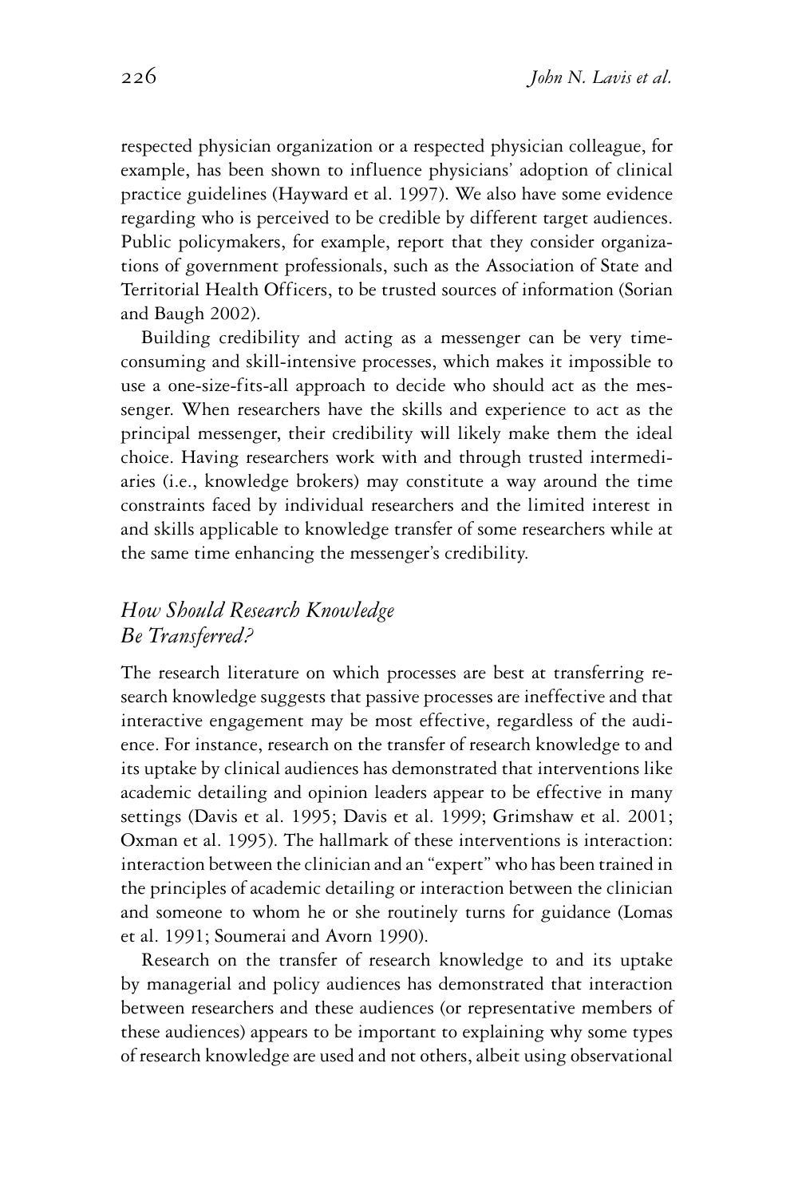respected physician organization or a respected physician colleague, for example, has been shown to influence physicians' adoption of clinical practice guidelines (Hayward et al. 1997). We also have some evidence regarding who is perceived to be credible by different target audiences. Public policymakers, for example, report that they consider organizations of government professionals, such as the Association of State and Territorial Health Officers, to be trusted sources of information (Sorian and Baugh 2002).

Building credibility and acting as a messenger can be very time-consuming and skill-intensive processes, which makes it impossible to use a one-size-fits-all approach to decide who should act as the messenger. When researchers have the skills and experience to act as the principal messenger, their credibility will likely make them the ideal choice. Having researchers work with and through trusted intermediaries (i.e., knowledge brokers) may constitute a way around the time constraints faced by individual researchers and the limited interest in and skills applicable to knowledge transfer of some researchers while at the same time enhancing the messenger's credibility.

## *How Should Research Knowledge Be Transferred?*

The research literature on which processes are best at transferring research knowledge suggests that passive processes are ineffective and that interactive engagement may be most effective, regardless of the audience. For instance, research on the transfer of research knowledge to and its uptake by clinical audiences has demonstrated that interventions like academic detailing and opinion leaders appear to be effective in many settings (Davis et al. 1995; Davis et al. 1999; Grimshaw et al. 2001; Oxman et al. 1995). The hallmark of these interventions is interaction: interaction between the clinician and an "expert" who has been trained in the principles of academic detailing or interaction between the clinician and someone to whom he or she routinely turns for guidance (Lomas et al. 1991; Soumerai and Avorn 1990).

Research on the transfer of research knowledge to and its uptake by managerial and policy audiences has demonstrated that interaction between researchers and these audiences (or representative members of these audiences) appears to be important to explaining why some types of research knowledge are used and not others, albeit using observational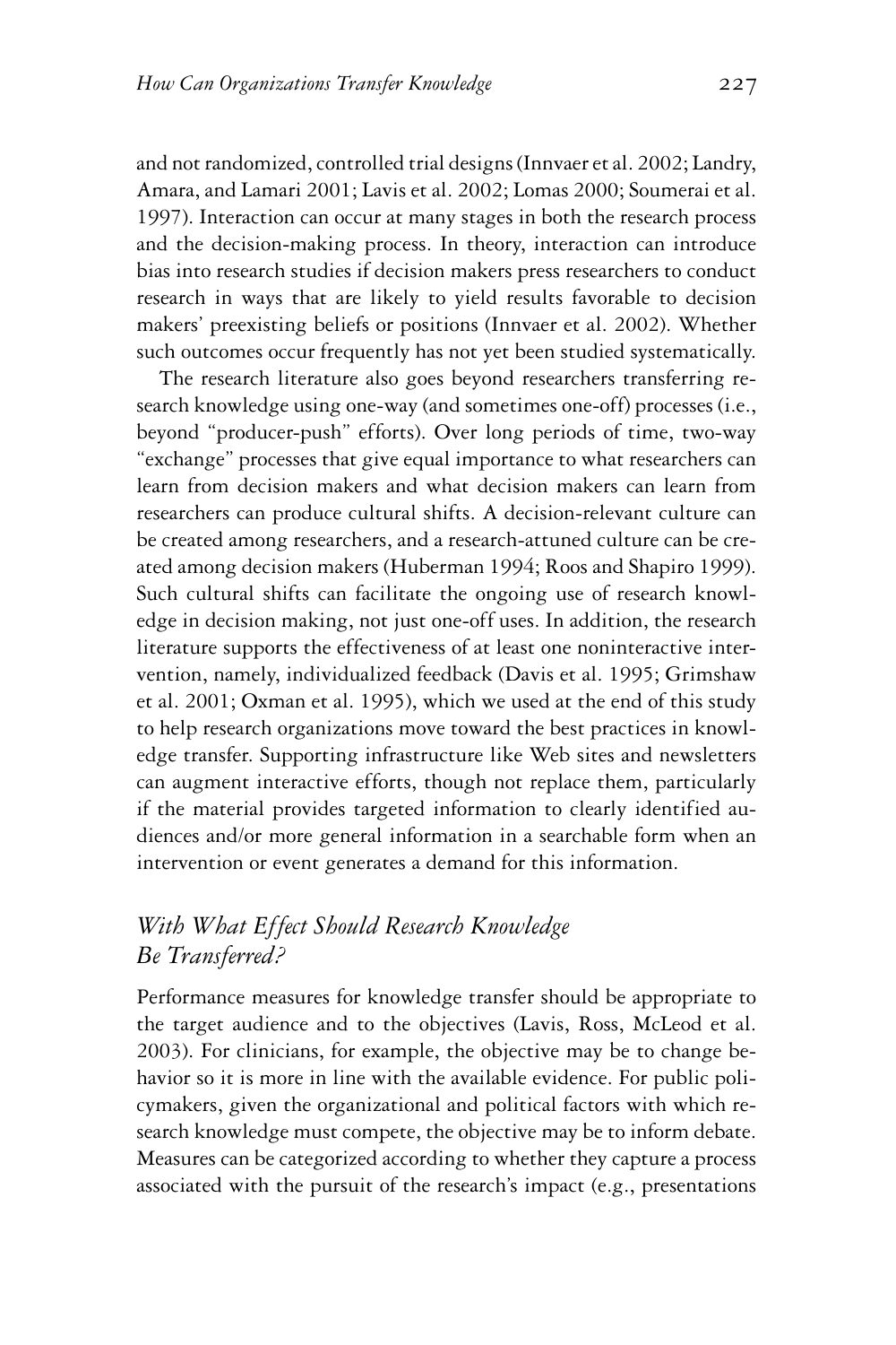and not randomized, controlled trial designs (Innvaer et al. 2002; Landry, Amara, and Lamari 2001; Lavis et al. 2002; Lomas 2000; Soumerai et al. 1997). Interaction can occur at many stages in both the research process and the decision-making process. In theory, interaction can introduce bias into research studies if decision makers press researchers to conduct research in ways that are likely to yield results favorable to decision makers' preexisting beliefs or positions (Innvaer et al. 2002). Whether such outcomes occur frequently has not yet been studied systematically.

The research literature also goes beyond researchers transferring research knowledge using one-way (and sometimes one-off) processes (i.e., beyond "producer-push" efforts). Over long periods of time, two-way "exchange" processes that give equal importance to what researchers can learn from decision makers and what decision makers can learn from researchers can produce cultural shifts. A decision-relevant culture can be created among researchers, and a research-attuned culture can be created among decision makers (Huberman 1994; Roos and Shapiro 1999). Such cultural shifts can facilitate the ongoing use of research knowledge in decision making, not just one-off uses. In addition, the research literature supports the effectiveness of at least one noninteractive intervention, namely, individualized feedback (Davis et al. 1995; Grimshaw et al. 2001; Oxman et al. 1995), which we used at the end of this study to help research organizations move toward the best practices in knowledge transfer. Supporting infrastructure like Web sites and newsletters can augment interactive efforts, though not replace them, particularly if the material provides targeted information to clearly identified audiences and/or more general information in a searchable form when an intervention or event generates a demand for this information.

## *With What Effect Should Research Knowledge Be Transferred?*

Performance measures for knowledge transfer should be appropriate to the target audience and to the objectives (Lavis, Ross, McLeod et al. 2003). For clinicians, for example, the objective may be to change behavior so it is more in line with the available evidence. For public policymakers, given the organizational and political factors with which research knowledge must compete, the objective may be to inform debate. Measures can be categorized according to whether they capture a process associated with the pursuit of the research's impact (e.g., presentations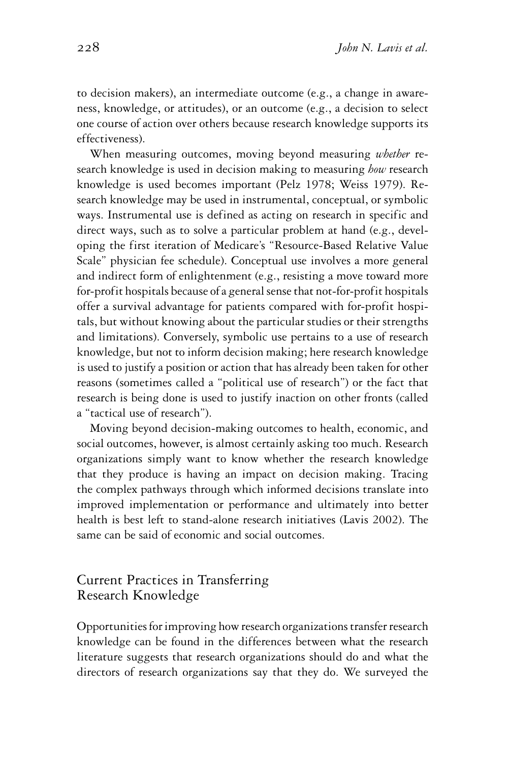to decision makers), an intermediate outcome (e.g., a change in awareness, knowledge, or attitudes), or an outcome (e.g., a decision to select one course of action over others because research knowledge supports its effectiveness).

When measuring outcomes, moving beyond measuring *whether* research knowledge is used in decision making to measuring *how* research knowledge is used becomes important (Pelz 1978; Weiss 1979). Research knowledge may be used in instrumental, conceptual, or symbolic ways. Instrumental use is defined as acting on research in specific and direct ways, such as to solve a particular problem at hand (e.g., developing the first iteration of Medicare's "Resource-Based Relative Value Scale" physician fee schedule). Conceptual use involves a more general and indirect form of enlightenment (e.g., resisting a move toward more for-profit hospitals because of a general sense that not-for-profit hospitals offer a survival advantage for patients compared with for-profit hospitals, but without knowing about the particular studies or their strengths and limitations). Conversely, symbolic use pertains to a use of research knowledge, but not to inform decision making; here research knowledge is used to justify a position or action that has already been taken for other reasons (sometimes called a "political use of research") or the fact that research is being done is used to justify inaction on other fronts (called a "tactical use of research").

Moving beyond decision-making outcomes to health, economic, and social outcomes, however, is almost certainly asking too much. Research organizations simply want to know whether the research knowledge that they produce is having an impact on decision making. Tracing the complex pathways through which informed decisions translate into improved implementation or performance and ultimately into better health is best left to stand-alone research initiatives (Lavis 2002). The same can be said of economic and social outcomes.

## Current Practices in Transferring Research Knowledge

Opportunities for improving how research organizations transfer research knowledge can be found in the differences between what the research literature suggests that research organizations should do and what the directors of research organizations say that they do. We surveyed the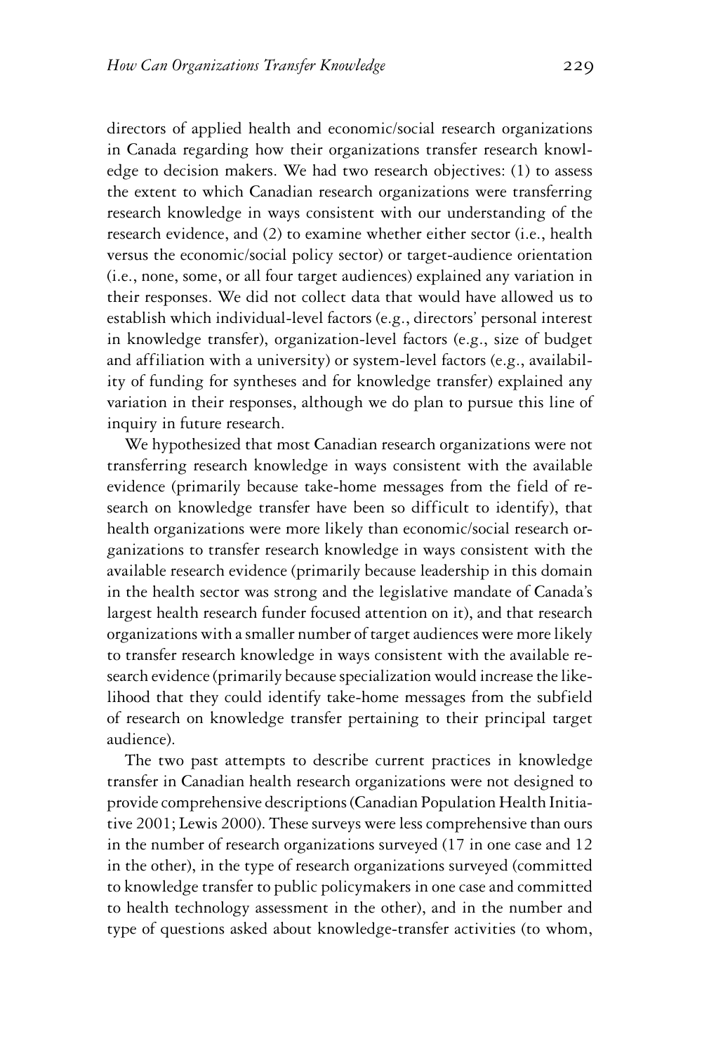directors of applied health and economic/social research organizations in Canada regarding how their organizations transfer research knowledge to decision makers. We had two research objectives: (1) to assess the extent to which Canadian research organizations were transferring research knowledge in ways consistent with our understanding of the research evidence, and (2) to examine whether either sector (i.e., health versus the economic/social policy sector) or target-audience orientation (i.e., none, some, or all four target audiences) explained any variation in their responses. We did not collect data that would have allowed us to establish which individual-level factors (e.g., directors' personal interest in knowledge transfer), organization-level factors (e.g., size of budget and affiliation with a university) or system-level factors (e.g., availability of funding for syntheses and for knowledge transfer) explained any variation in their responses, although we do plan to pursue this line of inquiry in future research.

We hypothesized that most Canadian research organizations were not transferring research knowledge in ways consistent with the available evidence (primarily because take-home messages from the field of research on knowledge transfer have been so difficult to identify), that health organizations were more likely than economic/social research organizations to transfer research knowledge in ways consistent with the available research evidence (primarily because leadership in this domain in the health sector was strong and the legislative mandate of Canada's largest health research funder focused attention on it), and that research organizations with a smaller number of target audiences were more likely to transfer research knowledge in ways consistent with the available research evidence (primarily because specialization would increase the likelihood that they could identify take-home messages from the subfield of research on knowledge transfer pertaining to their principal target audience).

The two past attempts to describe current practices in knowledge transfer in Canadian health research organizations were not designed to provide comprehensive descriptions (Canadian Population Health Initiative 2001; Lewis 2000). These surveys were less comprehensive than ours in the number of research organizations surveyed (17 in one case and 12 in the other), in the type of research organizations surveyed (committed to knowledge transfer to public policymakers in one case and committed to health technology assessment in the other), and in the number and type of questions asked about knowledge-transfer activities (to whom,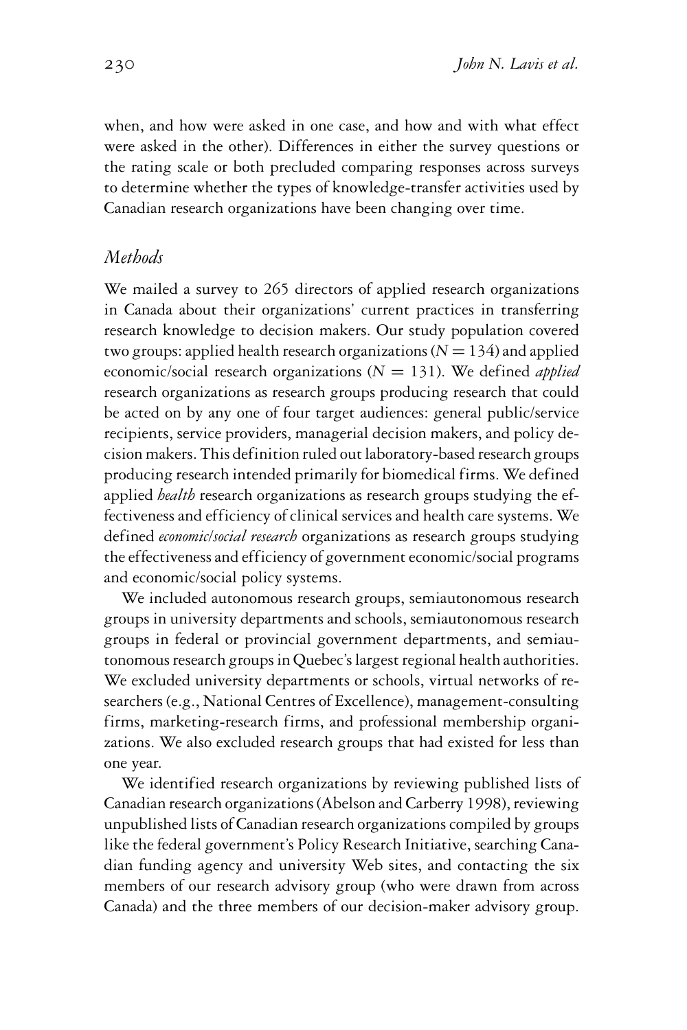when, and how were asked in one case, and how and with what effect were asked in the other). Differences in either the survey questions or the rating scale or both precluded comparing responses across surveys to determine whether the types of knowledge-transfer activities used by Canadian research organizations have been changing over time.

## *Methods*

We mailed a survey to 265 directors of applied research organizations in Canada about their organizations' current practices in transferring research knowledge to decision makers. Our study population covered two groups: applied health research organizations ($N = 134$) and applied economic/social research organizations ($N = 131$). We defined *applied* research organizations as research groups producing research that could be acted on by any one of four target audiences: general public/service recipients, service providers, managerial decision makers, and policy decision makers. This definition ruled out laboratory-based research groups producing research intended primarily for biomedical firms. We defined applied *health* research organizations as research groups studying the effectiveness and efficiency of clinical services and health care systems. We defined *economic/social research* organizations as research groups studying the effectiveness and efficiency of government economic/social programs and economic/social policy systems.

We included autonomous research groups, semiautonomous research groups in university departments and schools, semiautonomous research groups in federal or provincial government departments, and semiautonomous research groups in Quebec's largest regional health authorities. We excluded university departments or schools, virtual networks of researchers (e.g., National Centres of Excellence), management-consulting firms, marketing-research firms, and professional membership organizations. We also excluded research groups that had existed for less than one year.

We identified research organizations by reviewing published lists of Canadian research organizations (Abelson and Carberry 1998), reviewing unpublished lists of Canadian research organizations compiled by groups like the federal government's Policy Research Initiative, searching Canadian funding agency and university Web sites, and contacting the six members of our research advisory group (who were drawn from across Canada) and the three members of our decision-maker advisory group.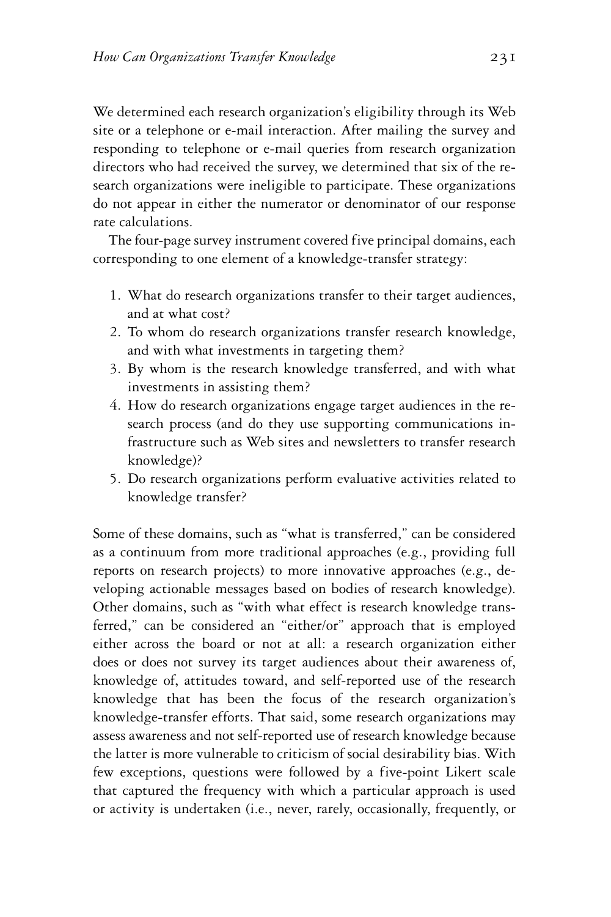We determined each research organization's eligibility through its Web site or a telephone or e-mail interaction. After mailing the survey and responding to telephone or e-mail queries from research organization directors who had received the survey, we determined that six of the research organizations were ineligible to participate. These organizations do not appear in either the numerator or denominator of our response rate calculations.

The four-page survey instrument covered five principal domains, each corresponding to one element of a knowledge-transfer strategy:

1. What do research organizations transfer to their target audiences, and at what cost?
2. To whom do research organizations transfer research knowledge, and with what investments in targeting them?
3. By whom is the research knowledge transferred, and with what investments in assisting them?
4. How do research organizations engage target audiences in the research process (and do they use supporting communications infrastructure such as Web sites and newsletters to transfer research knowledge)?
5. Do research organizations perform evaluative activities related to knowledge transfer?

Some of these domains, such as "what is transferred," can be considered as a continuum from more traditional approaches (e.g., providing full reports on research projects) to more innovative approaches (e.g., developing actionable messages based on bodies of research knowledge). Other domains, such as "with what effect is research knowledge transferred," can be considered an "either/or" approach that is employed either across the board or not at all: a research organization either does or does not survey its target audiences about their awareness of, knowledge of, attitudes toward, and self-reported use of the research knowledge that has been the focus of the research organization's knowledge-transfer efforts. That said, some research organizations may assess awareness and not self-reported use of research knowledge because the latter is more vulnerable to criticism of social desirability bias. With few exceptions, questions were followed by a five-point Likert scale that captured the frequency with which a particular approach is used or activity is undertaken (i.e., never, rarely, occasionally, frequently, or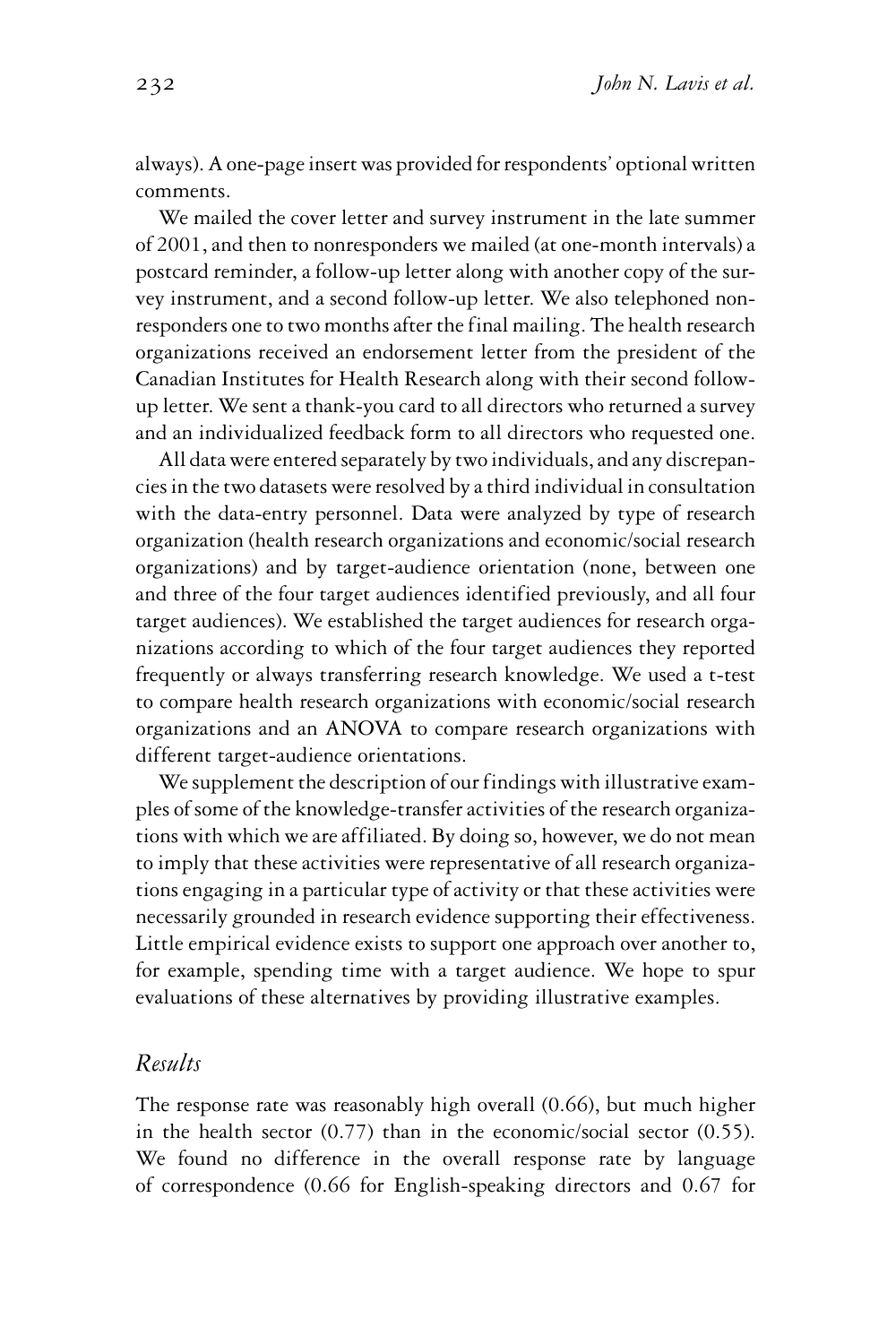always). A one-page insert was provided for respondents' optional written comments.

We mailed the cover letter and survey instrument in the late summer of 2001, and then to nonresponders we mailed (at one-month intervals) a postcard reminder, a follow-up letter along with another copy of the survey instrument, and a second follow-up letter. We also telephoned nonresponders one to two months after the final mailing. The health research organizations received an endorsement letter from the president of the Canadian Institutes for Health Research along with their second follow-up letter. We sent a thank-you card to all directors who returned a survey and an individualized feedback form to all directors who requested one.

All data were entered separately by two individuals, and any discrepancies in the two datasets were resolved by a third individual in consultation with the data-entry personnel. Data were analyzed by type of research organization (health research organizations and economic/social research organizations) and by target-audience orientation (none, between one and three of the four target audiences identified previously, and all four target audiences). We established the target audiences for research organizations according to which of the four target audiences they reported frequently or always transferring research knowledge. We used a t-test to compare health research organizations with economic/social research organizations and an ANOVA to compare research organizations with different target-audience orientations.

We supplement the description of our findings with illustrative examples of some of the knowledge-transfer activities of the research organizations with which we are affiliated. By doing so, however, we do not mean to imply that these activities were representative of all research organizations engaging in a particular type of activity or that these activities were necessarily grounded in research evidence supporting their effectiveness. Little empirical evidence exists to support one approach over another to, for example, spending time with a target audience. We hope to spur evaluations of these alternatives by providing illustrative examples.

## *Results*

The response rate was reasonably high overall (0.66), but much higher in the health sector (0.77) than in the economic/social sector (0.55). We found no difference in the overall response rate by language of correspondence (0.66 for English-speaking directors and 0.67 for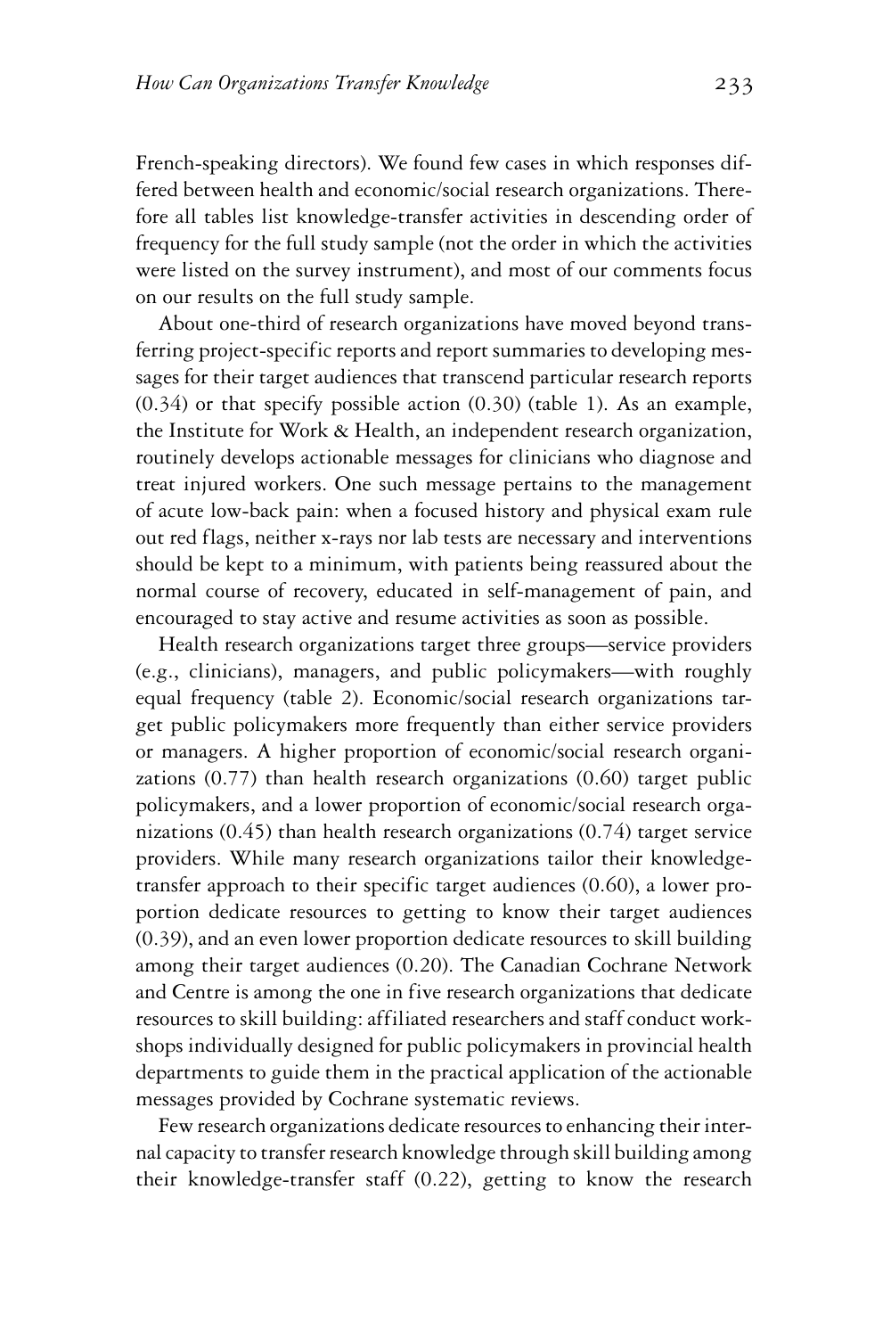French-speaking directors). We found few cases in which responses differed between health and economic/social research organizations. Therefore all tables list knowledge-transfer activities in descending order of frequency for the full study sample (not the order in which the activities were listed on the survey instrument), and most of our comments focus on our results on the full study sample.

About one-third of research organizations have moved beyond transferring project-specific reports and report summaries to developing messages for their target audiences that transcend particular research reports (0.34) or that specify possible action (0.30) (table 1). As an example, the Institute for Work & Health, an independent research organization, routinely develops actionable messages for clinicians who diagnose and treat injured workers. One such message pertains to the management of acute low-back pain: when a focused history and physical exam rule out red flags, neither x-rays nor lab tests are necessary and interventions should be kept to a minimum, with patients being reassured about the normal course of recovery, educated in self-management of pain, and encouraged to stay active and resume activities as soon as possible.

Health research organizations target three groups—service providers (e.g., clinicians), managers, and public policymakers—with roughly equal frequency (table 2). Economic/social research organizations target public policymakers more frequently than either service providers or managers. A higher proportion of economic/social research organizations (0.77) than health research organizations (0.60) target public policymakers, and a lower proportion of economic/social research organizations (0.45) than health research organizations (0.74) target service providers. While many research organizations tailor their knowledge-transfer approach to their specific target audiences (0.60), a lower proportion dedicate resources to getting to know their target audiences (0.39), and an even lower proportion dedicate resources to skill building among their target audiences (0.20). The Canadian Cochrane Network and Centre is among the one in five research organizations that dedicate resources to skill building: affiliated researchers and staff conduct workshops individually designed for public policymakers in provincial health departments to guide them in the practical application of the actionable messages provided by Cochrane systematic reviews.

Few research organizations dedicate resources to enhancing their internal capacity to transfer research knowledge through skill building among their knowledge-transfer staff (0.22), getting to know the research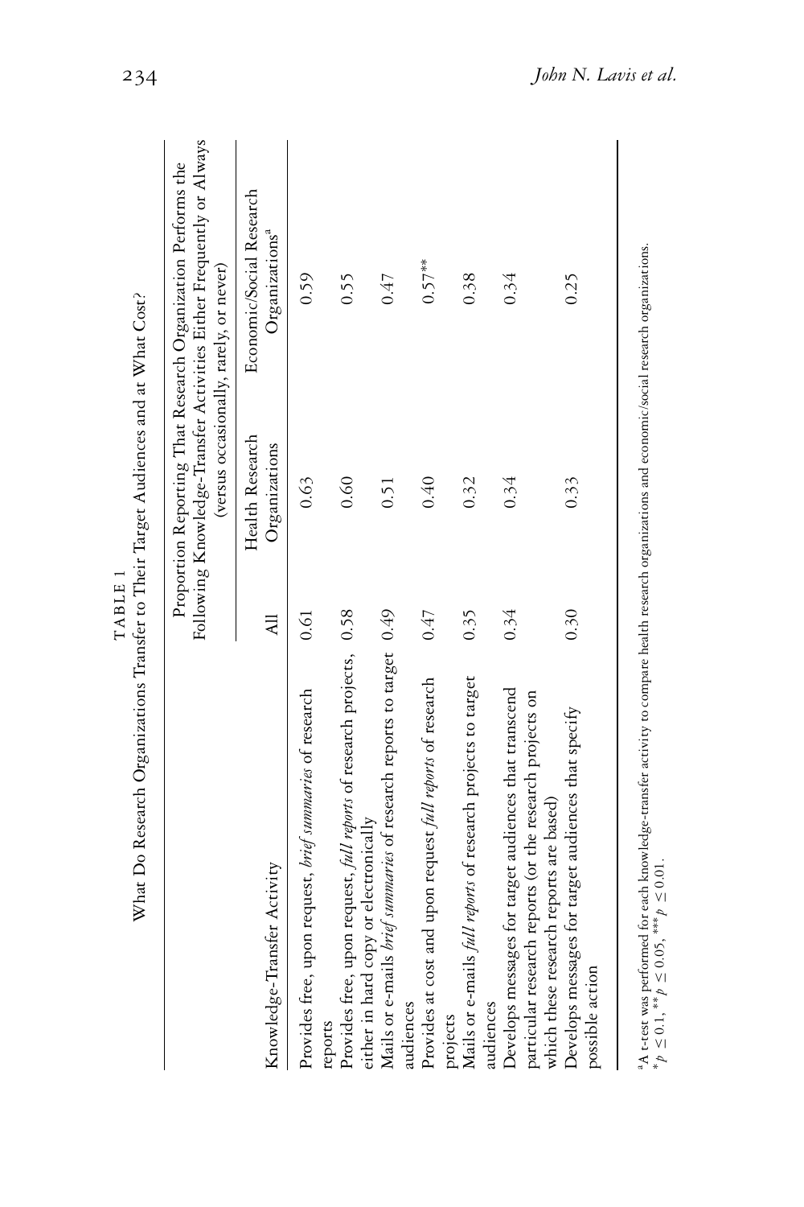TABLE 1

What Do Research Organizations Transfer to Their Target Audiences and at What Cost?

| Knowledge-Transfer Activity | Proportion Reporting That Research Organization Performs the Following Knowledge-Transfer Activities Either Frequently or Always (versus occasionally, rarely, or never) | | |
|---|---|---|---|
| | All | Health Research Organizations | Economic/Social Research Organizations[a] |
| Provides free, upon request, *brief summaries* of research reports | 0.61 | 0.63 | 0.59 |
| Provides free, upon request, *full reports* of research projects, either in hard copy or electronically | 0.58 | 0.60 | 0.55 |
| Mails or e-mails *brief summaries* of research reports to target audiences | 0.49 | 0.51 | 0.47 |
| Provides at cost and upon request *full reports* of research projects | 0.47 | 0.40 | 0.57** |
| Mails or e-mails *full reports* of research projects to target audiences | 0.35 | 0.32 | 0.38 |
| Develops messages for target audiences that transcend particular research reports (or the research projects on which these research reports are based) | 0.34 | 0.34 | 0.34 |
| Develops messages for target audiences that specify possible action | 0.30 | 0.33 | 0.25 |

[a] A t-test was performed for each knowledge-transfer activity to compare health research organizations and economic/social research organizations.
\* $p \leq 0.1$, ** $p \leq 0.05$, *** $p \leq 0.01$.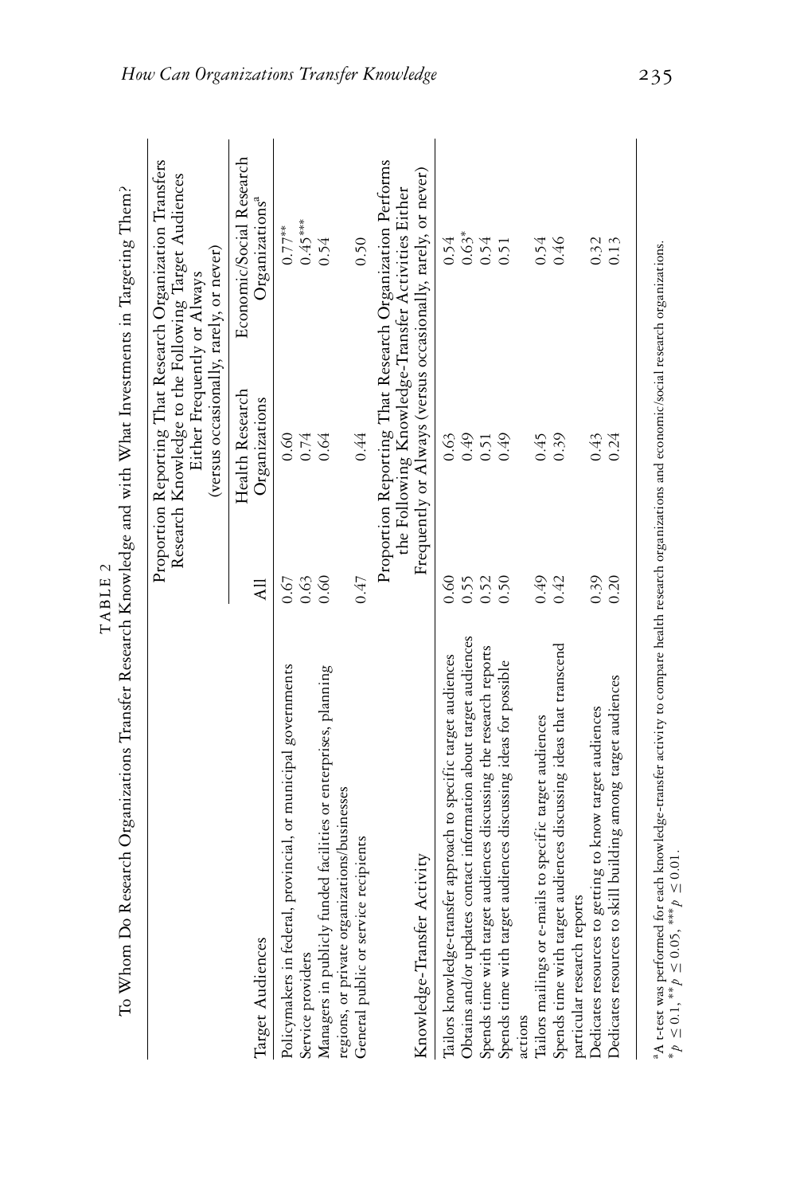TABLE 2

To Whom Do Research Organizations Transfer Research Knowledge and with What Investments in Targeting Them?

| Target Audiences | Proportion Reporting That Research Organization Transfers Research Knowledge to the Following Target Audiences Either Frequently or Always (versus occasionally, rarely, or never) | | |
|---|---|---|---|
| | All | Health Research Organizations | Economic/Social Research Organizations[a] |
| Policymakers in federal, provincial, or municipal governments | 0.67 | 0.60 | 0.77** |
| Service providers | 0.63 | 0.74 | 0.45*** |
| Managers in publicly funded facilities or enterprises, planning regions, or private organizations/businesses | 0.60 | 0.64 | 0.54 |
| General public or service recipients | 0.47 | 0.44 | 0.50 |
| **Knowledge-Transfer Activity** | **Proportion Reporting That Research Organization Performs the Following Knowledge-Transfer Activities Either Frequently or Always (versus occasionally, rarely, or never)** | | |
| Tailors knowledge-transfer approach to specific target audiences | 0.60 | 0.63 | 0.54 |
| Obtains and/or updates contact information about target audiences | 0.55 | 0.49 | 0.63* |
| Spends time with target audiences discussing the research reports | 0.52 | 0.51 | 0.54 |
| Spends time with target audiences discussing ideas for possible actions | 0.50 | 0.49 | 0.51 |
| Tailors mailings or e-mails to specific target audiences | 0.49 | 0.45 | 0.54 |
| Spends time with target audiences discussing ideas that transcend particular research reports | 0.42 | 0.39 | 0.46 |
| Dedicates resources to getting to know target audiences | 0.39 | 0.43 | 0.32 |
| Dedicates resources to skill building among target audiences | 0.20 | 0.24 | 0.13 |

[a] A t-test was performed for each knowledge-transfer activity to compare health research organizations and economic/social research organizations.

* $p \leq 0.1$, ** $p \leq 0.05$, *** $p \leq 0.01$.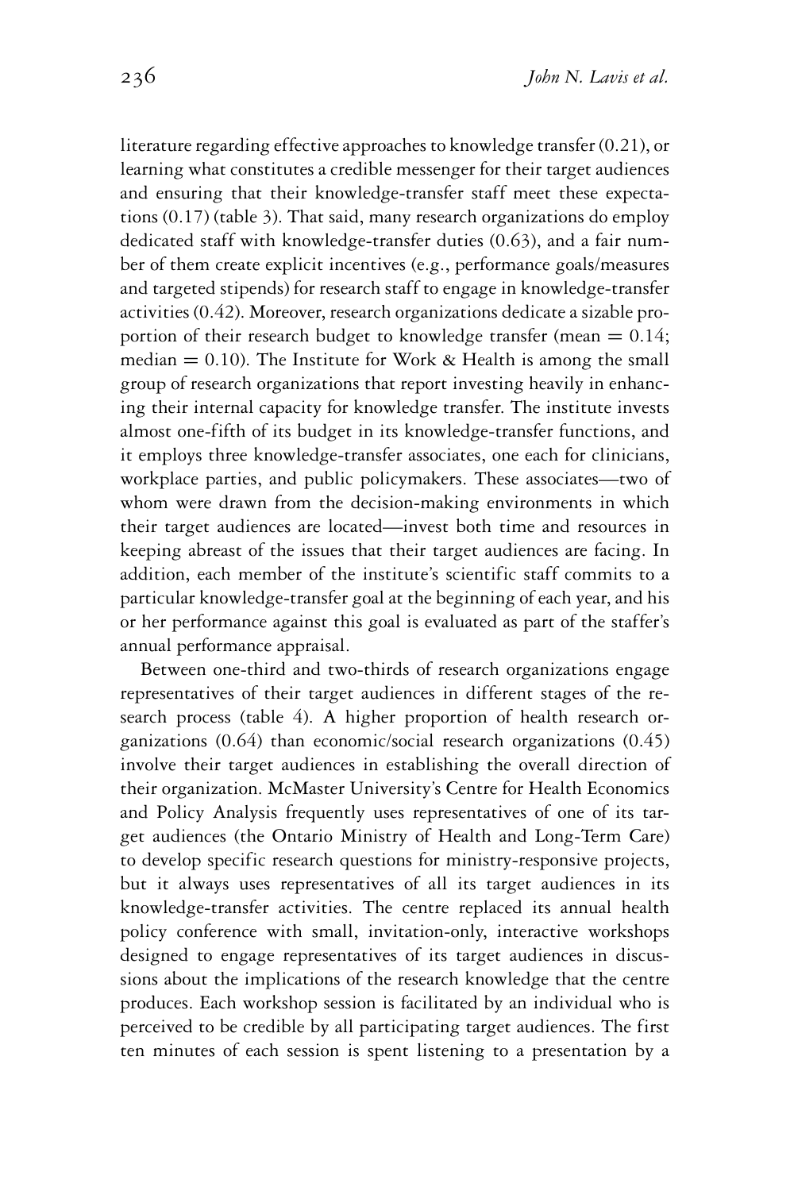literature regarding effective approaches to knowledge transfer (0.21), or learning what constitutes a credible messenger for their target audiences and ensuring that their knowledge-transfer staff meet these expectations (0.17) (table 3). That said, many research organizations do employ dedicated staff with knowledge-transfer duties (0.63), and a fair number of them create explicit incentives (e.g., performance goals/measures and targeted stipends) for research staff to engage in knowledge-transfer activities (0.42). Moreover, research organizations dedicate a sizable proportion of their research budget to knowledge transfer (mean = 0.14; median = 0.10). The Institute for Work & Health is among the small group of research organizations that report investing heavily in enhancing their internal capacity for knowledge transfer. The institute invests almost one-fifth of its budget in its knowledge-transfer functions, and it employs three knowledge-transfer associates, one each for clinicians, workplace parties, and public policymakers. These associates—two of whom were drawn from the decision-making environments in which their target audiences are located—invest both time and resources in keeping abreast of the issues that their target audiences are facing. In addition, each member of the institute's scientific staff commits to a particular knowledge-transfer goal at the beginning of each year, and his or her performance against this goal is evaluated as part of the staffer's annual performance appraisal.

Between one-third and two-thirds of research organizations engage representatives of their target audiences in different stages of the research process (table 4). A higher proportion of health research organizations (0.64) than economic/social research organizations (0.45) involve their target audiences in establishing the overall direction of their organization. McMaster University's Centre for Health Economics and Policy Analysis frequently uses representatives of one of its target audiences (the Ontario Ministry of Health and Long-Term Care) to develop specific research questions for ministry-responsive projects, but it always uses representatives of all its target audiences in its knowledge-transfer activities. The centre replaced its annual health policy conference with small, invitation-only, interactive workshops designed to engage representatives of its target audiences in discussions about the implications of the research knowledge that the centre produces. Each workshop session is facilitated by an individual who is perceived to be credible by all participating target audiences. The first ten minutes of each session is spent listening to a presentation by a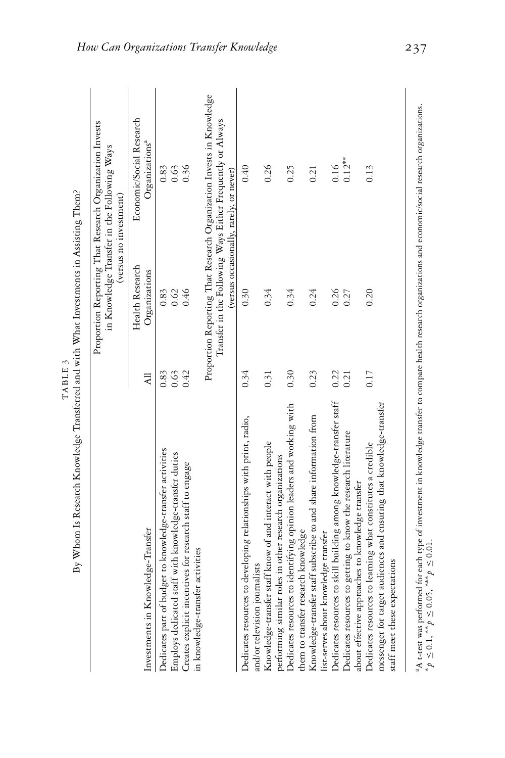TABLE 3

By Whom Is Research Knowledge Transferred and with What Investments in Assisting Them?

| Investments in Knowledge-Transfer | All | Health Research Organizations | Economic/Social Research Organizations[a] |
|---|---|---|---|
| | Proportion Reporting That Research Organization Invests in Knowledge Transfer in the Following Ways (versus no investment) | | |
| Dedicates part of budget to knowledge-transfer activities | 0.83 | 0.83 | 0.83 |
| Employs dedicated staff with knowledge-transfer duties | 0.63 | 0.62 | 0.63 |
| Creates explicit incentives for research staff to engage in knowledge-transfer activities | 0.42 | 0.46 | 0.36 |
| | Proportion Reporting That Research Organization Invests in Knowledge Transfer in the Following Ways Either Frequently or Always (versus occasionally, rarely, or never) | | |
| Dedicates resources to developing relationships with print, radio, and/or television journalists | 0.34 | 0.30 | 0.40 |
| Knowledge-transfer staff know of and interact with people performing similar roles in other research organizations | 0.31 | 0.34 | 0.26 |
| Dedicates resources to identifying opinion leaders and working with them to transfer research knowledge | 0.30 | 0.34 | 0.25 |
| Knowledge-transfer staff subscribe to and share information from list-serves about knowledge transfer | 0.23 | 0.24 | 0.21 |
| Dedicates resources to skill building among knowledge-transfer staff | 0.22 | 0.26 | 0.16 |
| Dedicates resources to getting to know the research literature about effective approaches to knowledge transfer | 0.21 | 0.27 | 0.12** |
| Dedicates resources to learning what constitutes a credible messenger for target audiences and ensuring that knowledge-transfer staff meet these expectations | 0.17 | 0.20 | 0.13 |

[a] A t-test was performed for each type of investment in knowledge transfer to compare health research organizations and economic/social research organizations.
* $p \leq 0.1$, ** $p \leq 0.05$, *** $p \leq 0.01$.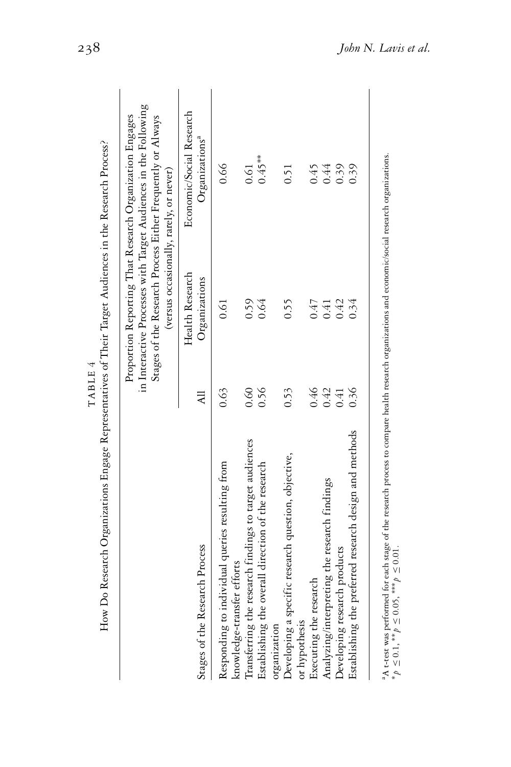TABLE 4

How Do Research Organizations Engage Representatives of Their Target Audiences in the Research Process?

| Stages of the Research Process | Proportion Reporting That Research Organization Engages in Interactive Processes with Target Audiences in the Following Stages of the Research Process Either Frequently or Always (versus occasionally, rarely, or never) | | |
|---|---|---|---|
| | All | Health Research Organizations | Economic/Social Research Organizations[a] |
| Responding to individual queries resulting from knowledge-transfer efforts | 0.63 | 0.61 | 0.66 |
| Transferring the research findings to target audiences | 0.60 | 0.59 | 0.61 |
| Establishing the overall direction of the research organization | 0.56 | 0.64 | 0.45** |
| Developing a specific research question, objective, or hypothesis | 0.53 | 0.55 | 0.51 |
| Executing the research | 0.46 | 0.47 | 0.45 |
| Analyzing/interpreting the research findings | 0.42 | 0.41 | 0.44 |
| Developing research products | 0.41 | 0.42 | 0.39 |
| Establishing the preferred research design and methods | 0.36 | 0.34 | 0.39 |

[a]A t-test was performed for each stage of the research process to compare health research organizations and economic/social research organizations.
\* $p \leq 0.1$, \*\* $p \leq 0.05$, \*\*\* $p \leq 0.01$.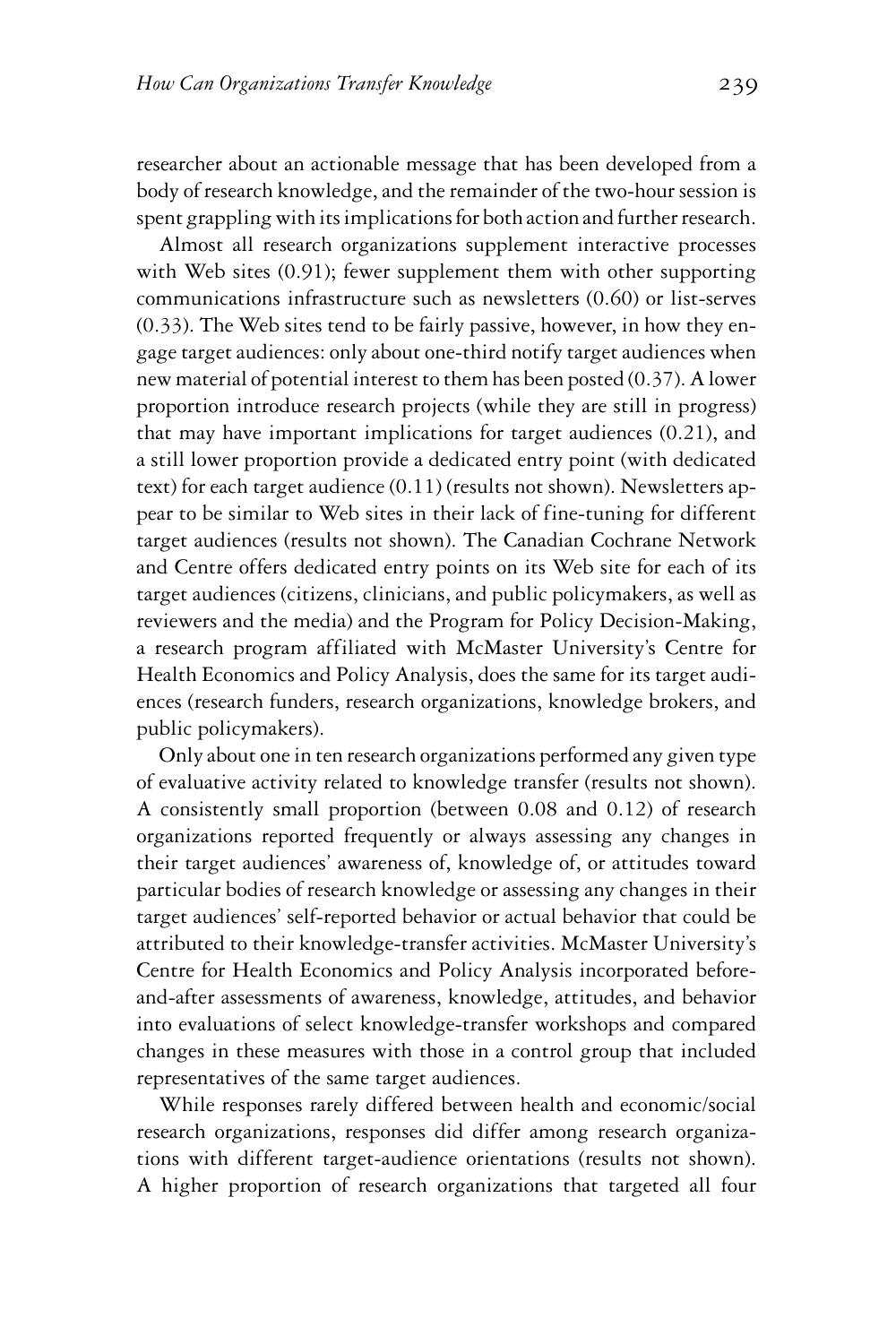researcher about an actionable message that has been developed from a body of research knowledge, and the remainder of the two-hour session is spent grappling with its implications for both action and further research.

Almost all research organizations supplement interactive processes with Web sites (0.91); fewer supplement them with other supporting communications infrastructure such as newsletters (0.60) or list-serves (0.33). The Web sites tend to be fairly passive, however, in how they engage target audiences: only about one-third notify target audiences when new material of potential interest to them has been posted (0.37). A lower proportion introduce research projects (while they are still in progress) that may have important implications for target audiences (0.21), and a still lower proportion provide a dedicated entry point (with dedicated text) for each target audience (0.11) (results not shown). Newsletters appear to be similar to Web sites in their lack of fine-tuning for different target audiences (results not shown). The Canadian Cochrane Network and Centre offers dedicated entry points on its Web site for each of its target audiences (citizens, clinicians, and public policymakers, as well as reviewers and the media) and the Program for Policy Decision-Making, a research program affiliated with McMaster University's Centre for Health Economics and Policy Analysis, does the same for its target audiences (research funders, research organizations, knowledge brokers, and public policymakers).

Only about one in ten research organizations performed any given type of evaluative activity related to knowledge transfer (results not shown). A consistently small proportion (between 0.08 and 0.12) of research organizations reported frequently or always assessing any changes in their target audiences' awareness of, knowledge of, or attitudes toward particular bodies of research knowledge or assessing any changes in their target audiences' self-reported behavior or actual behavior that could be attributed to their knowledge-transfer activities. McMaster University's Centre for Health Economics and Policy Analysis incorporated before-and-after assessments of awareness, knowledge, attitudes, and behavior into evaluations of select knowledge-transfer workshops and compared changes in these measures with those in a control group that included representatives of the same target audiences.

While responses rarely differed between health and economic/social research organizations, responses did differ among research organizations with different target-audience orientations (results not shown). A higher proportion of research organizations that targeted all four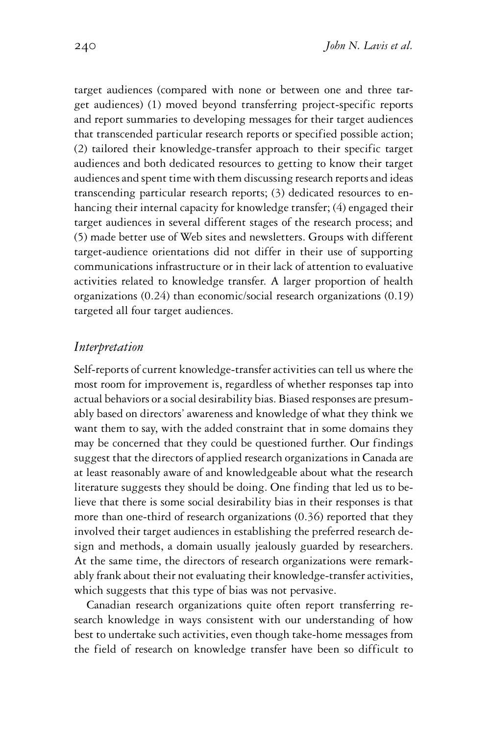target audiences (compared with none or between one and three target audiences) (1) moved beyond transferring project-specific reports and report summaries to developing messages for their target audiences that transcended particular research reports or specified possible action; (2) tailored their knowledge-transfer approach to their specific target audiences and both dedicated resources to getting to know their target audiences and spent time with them discussing research reports and ideas transcending particular research reports; (3) dedicated resources to enhancing their internal capacity for knowledge transfer; (4) engaged their target audiences in several different stages of the research process; and (5) made better use of Web sites and newsletters. Groups with different target-audience orientations did not differ in their use of supporting communications infrastructure or in their lack of attention to evaluative activities related to knowledge transfer. A larger proportion of health organizations (0.24) than economic/social research organizations (0.19) targeted all four target audiences.

### *Interpretation*

Self-reports of current knowledge-transfer activities can tell us where the most room for improvement is, regardless of whether responses tap into actual behaviors or a social desirability bias. Biased responses are presumably based on directors' awareness and knowledge of what they think we want them to say, with the added constraint that in some domains they may be concerned that they could be questioned further. Our findings suggest that the directors of applied research organizations in Canada are at least reasonably aware of and knowledgeable about what the research literature suggests they should be doing. One finding that led us to believe that there is some social desirability bias in their responses is that more than one-third of research organizations (0.36) reported that they involved their target audiences in establishing the preferred research design and methods, a domain usually jealously guarded by researchers. At the same time, the directors of research organizations were remarkably frank about their not evaluating their knowledge-transfer activities, which suggests that this type of bias was not pervasive.

Canadian research organizations quite often report transferring research knowledge in ways consistent with our understanding of how best to undertake such activities, even though take-home messages from the field of research on knowledge transfer have been so difficult to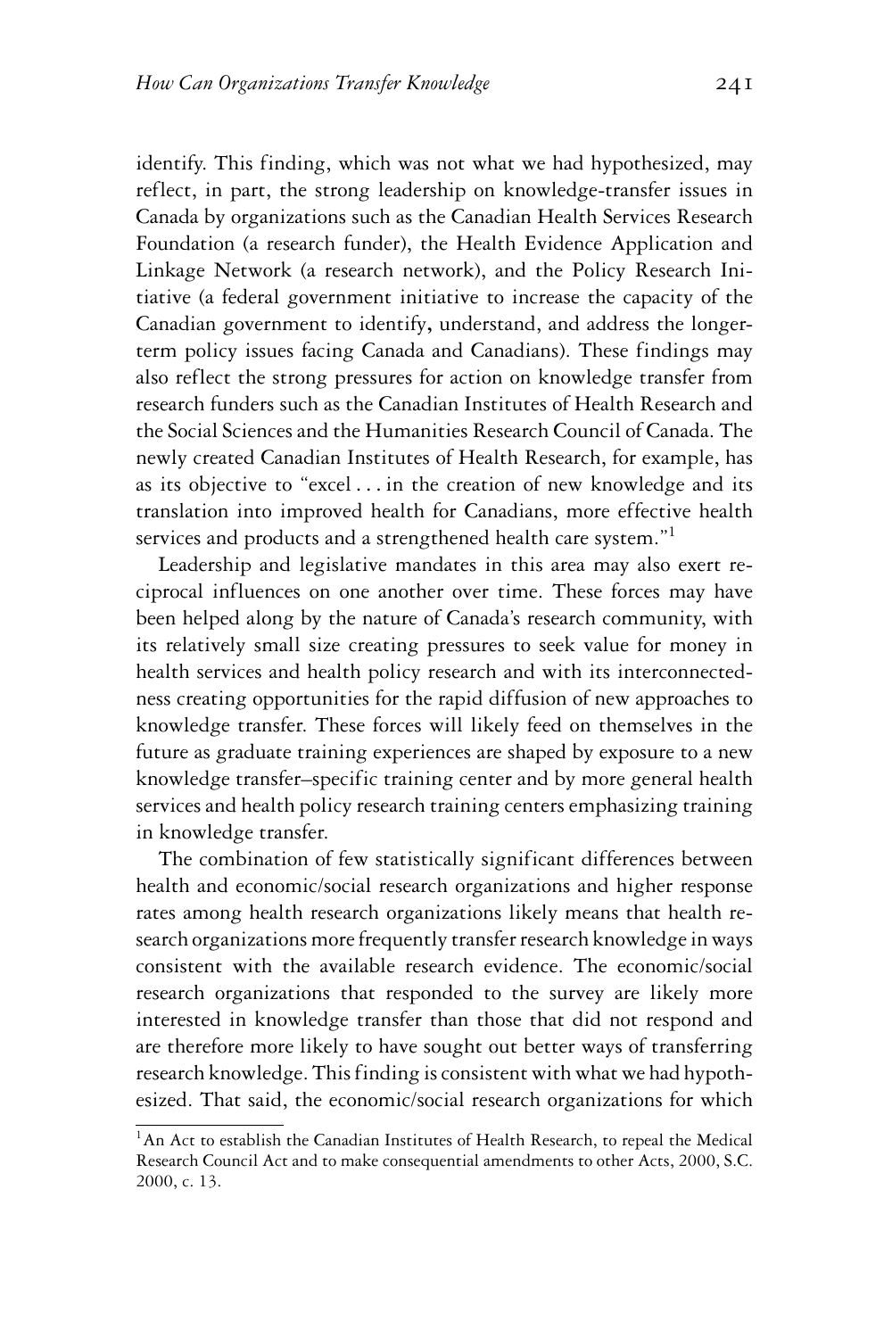identify. This finding, which was not what we had hypothesized, may reflect, in part, the strong leadership on knowledge-transfer issues in Canada by organizations such as the Canadian Health Services Research Foundation (a research funder), the Health Evidence Application and Linkage Network (a research network), and the Policy Research Initiative (a federal government initiative to increase the capacity of the Canadian government to identify, understand, and address the longer-term policy issues facing Canada and Canadians). These findings may also reflect the strong pressures for action on knowledge transfer from research funders such as the Canadian Institutes of Health Research and the Social Sciences and the Humanities Research Council of Canada. The newly created Canadian Institutes of Health Research, for example, has as its objective to "excel . . . in the creation of new knowledge and its translation into improved health for Canadians, more effective health services and products and a strengthened health care system."[1]

Leadership and legislative mandates in this area may also exert reciprocal influences on one another over time. These forces may have been helped along by the nature of Canada's research community, with its relatively small size creating pressures to seek value for money in health services and health policy research and with its interconnectedness creating opportunities for the rapid diffusion of new approaches to knowledge transfer. These forces will likely feed on themselves in the future as graduate training experiences are shaped by exposure to a new knowledge transfer–specific training center and by more general health services and health policy research training centers emphasizing training in knowledge transfer.

The combination of few statistically significant differences between health and economic/social research organizations and higher response rates among health research organizations likely means that health research organizations more frequently transfer research knowledge in ways consistent with the available research evidence. The economic/social research organizations that responded to the survey are likely more interested in knowledge transfer than those that did not respond and are therefore more likely to have sought out better ways of transferring research knowledge. This finding is consistent with what we had hypothesized. That said, the economic/social research organizations for which

[1] An Act to establish the Canadian Institutes of Health Research, to repeal the Medical Research Council Act and to make consequential amendments to other Acts, 2000, S.C. 2000, c. 13.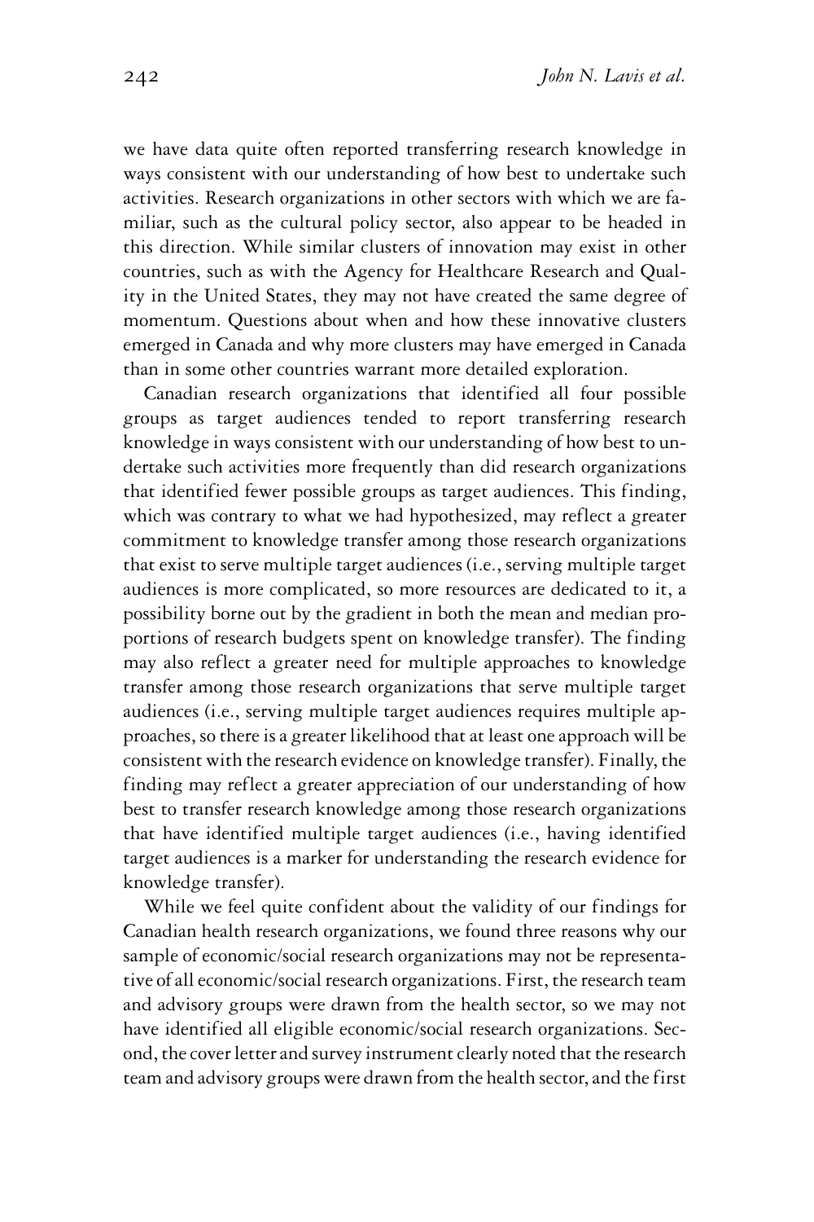we have data quite often reported transferring research knowledge in ways consistent with our understanding of how best to undertake such activities. Research organizations in other sectors with which we are familiar, such as the cultural policy sector, also appear to be headed in this direction. While similar clusters of innovation may exist in other countries, such as with the Agency for Healthcare Research and Quality in the United States, they may not have created the same degree of momentum. Questions about when and how these innovative clusters emerged in Canada and why more clusters may have emerged in Canada than in some other countries warrant more detailed exploration.

Canadian research organizations that identified all four possible groups as target audiences tended to report transferring research knowledge in ways consistent with our understanding of how best to undertake such activities more frequently than did research organizations that identified fewer possible groups as target audiences. This finding, which was contrary to what we had hypothesized, may reflect a greater commitment to knowledge transfer among those research organizations that exist to serve multiple target audiences (i.e., serving multiple target audiences is more complicated, so more resources are dedicated to it, a possibility borne out by the gradient in both the mean and median proportions of research budgets spent on knowledge transfer). The finding may also reflect a greater need for multiple approaches to knowledge transfer among those research organizations that serve multiple target audiences (i.e., serving multiple target audiences requires multiple approaches, so there is a greater likelihood that at least one approach will be consistent with the research evidence on knowledge transfer). Finally, the finding may reflect a greater appreciation of our understanding of how best to transfer research knowledge among those research organizations that have identified multiple target audiences (i.e., having identified target audiences is a marker for understanding the research evidence for knowledge transfer).

While we feel quite confident about the validity of our findings for Canadian health research organizations, we found three reasons why our sample of economic/social research organizations may not be representative of all economic/social research organizations. First, the research team and advisory groups were drawn from the health sector, so we may not have identified all eligible economic/social research organizations. Second, the cover letter and survey instrument clearly noted that the research team and advisory groups were drawn from the health sector, and the first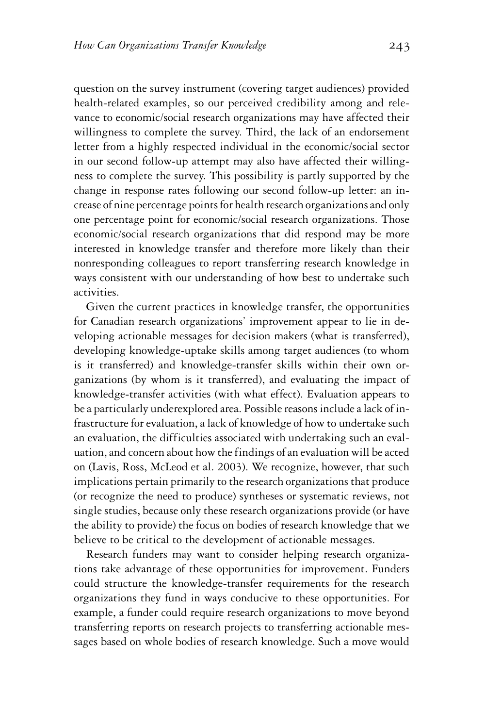question on the survey instrument (covering target audiences) provided health-related examples, so our perceived credibility among and relevance to economic/social research organizations may have affected their willingness to complete the survey. Third, the lack of an endorsement letter from a highly respected individual in the economic/social sector in our second follow-up attempt may also have affected their willingness to complete the survey. This possibility is partly supported by the change in response rates following our second follow-up letter: an increase of nine percentage points for health research organizations and only one percentage point for economic/social research organizations. Those economic/social research organizations that did respond may be more interested in knowledge transfer and therefore more likely than their nonresponding colleagues to report transferring research knowledge in ways consistent with our understanding of how best to undertake such activities.

Given the current practices in knowledge transfer, the opportunities for Canadian research organizations' improvement appear to lie in developing actionable messages for decision makers (what is transferred), developing knowledge-uptake skills among target audiences (to whom is it transferred) and knowledge-transfer skills within their own organizations (by whom is it transferred), and evaluating the impact of knowledge-transfer activities (with what effect). Evaluation appears to be a particularly underexplored area. Possible reasons include a lack of infrastructure for evaluation, a lack of knowledge of how to undertake such an evaluation, the difficulties associated with undertaking such an evaluation, and concern about how the findings of an evaluation will be acted on (Lavis, Ross, McLeod et al. 2003). We recognize, however, that such implications pertain primarily to the research organizations that produce (or recognize the need to produce) syntheses or systematic reviews, not single studies, because only these research organizations provide (or have the ability to provide) the focus on bodies of research knowledge that we believe to be critical to the development of actionable messages.

Research funders may want to consider helping research organizations take advantage of these opportunities for improvement. Funders could structure the knowledge-transfer requirements for the research organizations they fund in ways conducive to these opportunities. For example, a funder could require research organizations to move beyond transferring reports on research projects to transferring actionable messages based on whole bodies of research knowledge. Such a move would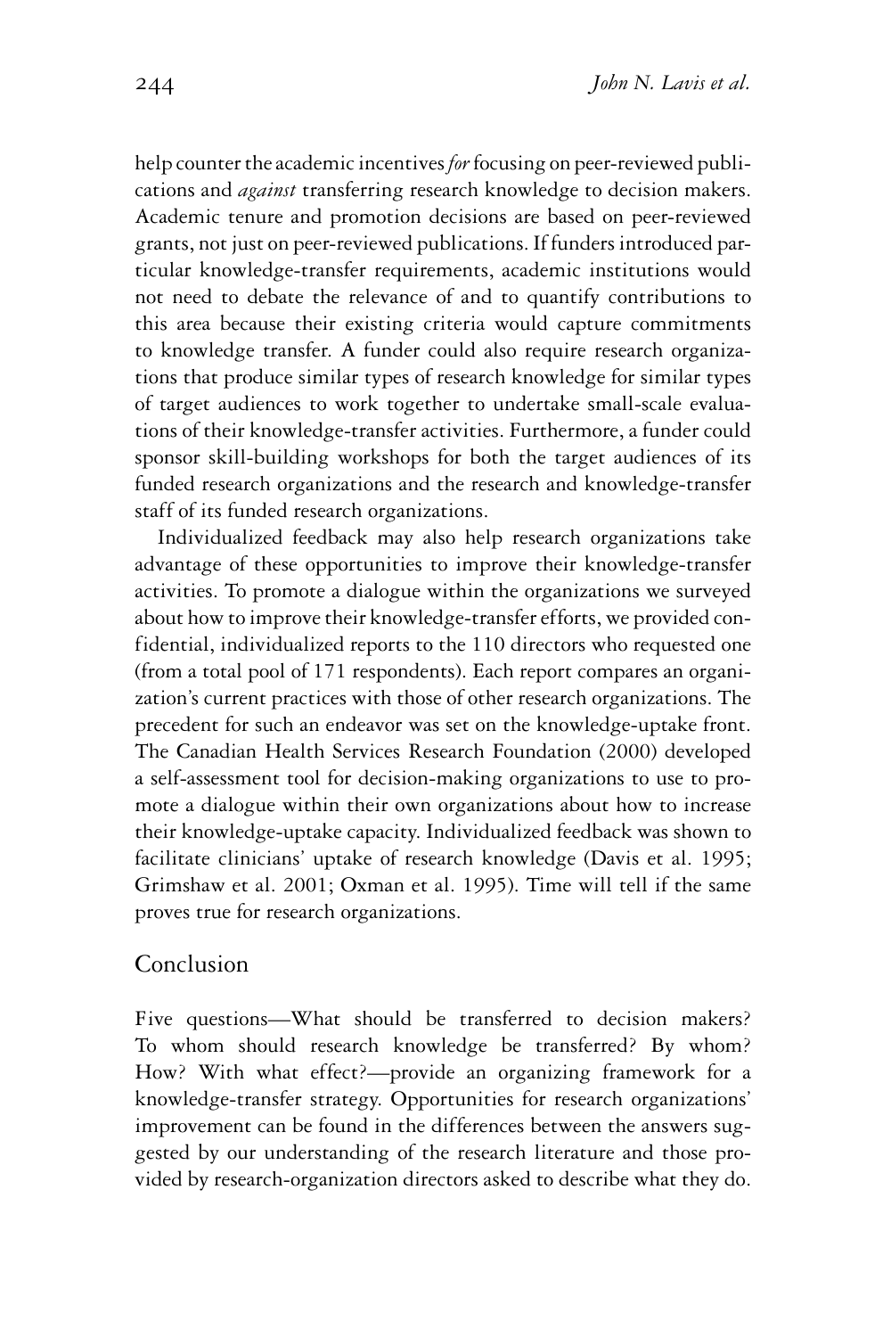help counter the academic incentives *for* focusing on peer-reviewed publications and *against* transferring research knowledge to decision makers. Academic tenure and promotion decisions are based on peer-reviewed grants, not just on peer-reviewed publications. If funders introduced particular knowledge-transfer requirements, academic institutions would not need to debate the relevance of and to quantify contributions to this area because their existing criteria would capture commitments to knowledge transfer. A funder could also require research organizations that produce similar types of research knowledge for similar types of target audiences to work together to undertake small-scale evaluations of their knowledge-transfer activities. Furthermore, a funder could sponsor skill-building workshops for both the target audiences of its funded research organizations and the research and knowledge-transfer staff of its funded research organizations.

Individualized feedback may also help research organizations take advantage of these opportunities to improve their knowledge-transfer activities. To promote a dialogue within the organizations we surveyed about how to improve their knowledge-transfer efforts, we provided confidential, individualized reports to the 110 directors who requested one (from a total pool of 171 respondents). Each report compares an organization's current practices with those of other research organizations. The precedent for such an endeavor was set on the knowledge-uptake front. The Canadian Health Services Research Foundation (2000) developed a self-assessment tool for decision-making organizations to use to promote a dialogue within their own organizations about how to increase their knowledge-uptake capacity. Individualized feedback was shown to facilitate clinicians' uptake of research knowledge (Davis et al. 1995; Grimshaw et al. 2001; Oxman et al. 1995). Time will tell if the same proves true for research organizations.

## Conclusion

Five questions—What should be transferred to decision makers? To whom should research knowledge be transferred? By whom? How? With what effect?—provide an organizing framework for a knowledge-transfer strategy. Opportunities for research organizations' improvement can be found in the differences between the answers suggested by our understanding of the research literature and those provided by research-organization directors asked to describe what they do.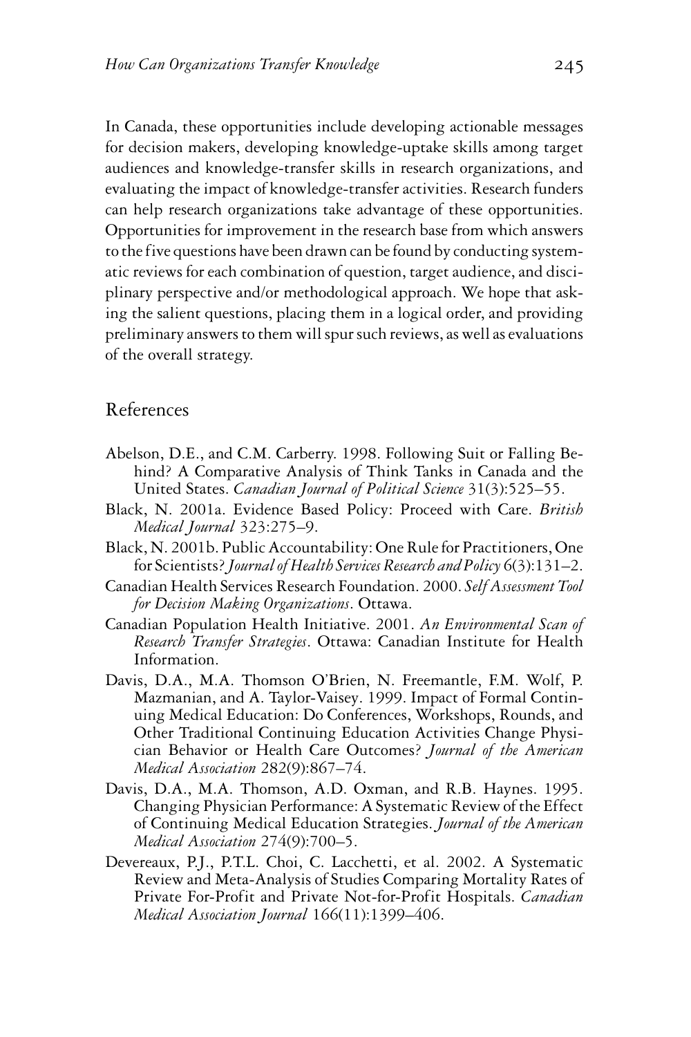In Canada, these opportunities include developing actionable messages for decision makers, developing knowledge-uptake skills among target audiences and knowledge-transfer skills in research organizations, and evaluating the impact of knowledge-transfer activities. Research funders can help research organizations take advantage of these opportunities. Opportunities for improvement in the research base from which answers to the five questions have been drawn can be found by conducting systematic reviews for each combination of question, target audience, and disciplinary perspective and/or methodological approach. We hope that asking the salient questions, placing them in a logical order, and providing preliminary answers to them will spur such reviews, as well as evaluations of the overall strategy.

## References

Abelson, D.E., and C.M. Carberry. 1998. Following Suit or Falling Behind? A Comparative Analysis of Think Tanks in Canada and the United States. *Canadian Journal of Political Science* 31(3):525–55.

Black, N. 2001a. Evidence Based Policy: Proceed with Care. *British Medical Journal* 323:275–9.

Black, N. 2001b. Public Accountability: One Rule for Practitioners, One for Scientists? *Journal of Health Services Research and Policy* 6(3):131–2.

Canadian Health Services Research Foundation. 2000. *Self Assessment Tool for Decision Making Organizations*. Ottawa.

Canadian Population Health Initiative. 2001. *An Environmental Scan of Research Transfer Strategies*. Ottawa: Canadian Institute for Health Information.

Davis, D.A., M.A. Thomson O'Brien, N. Freemantle, F.M. Wolf, P. Mazmanian, and A. Taylor-Vaisey. 1999. Impact of Formal Continuing Medical Education: Do Conferences, Workshops, Rounds, and Other Traditional Continuing Education Activities Change Physician Behavior or Health Care Outcomes? *Journal of the American Medical Association* 282(9):867–74.

Davis, D.A., M.A. Thomson, A.D. Oxman, and R.B. Haynes. 1995. Changing Physician Performance: A Systematic Review of the Effect of Continuing Medical Education Strategies. *Journal of the American Medical Association* 274(9):700–5.

Devereaux, P.J., P.T.L. Choi, C. Lacchetti, et al. 2002. A Systematic Review and Meta-Analysis of Studies Comparing Mortality Rates of Private For-Profit and Private Not-for-Profit Hospitals. *Canadian Medical Association Journal* 166(11):1399–406.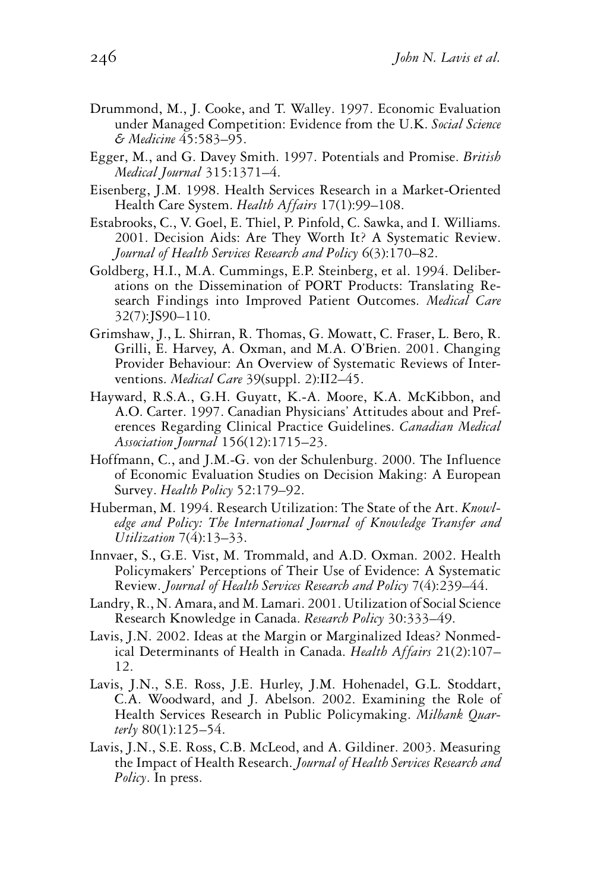Drummond, M., J. Cooke, and T. Walley. 1997. Economic Evaluation under Managed Competition: Evidence from the U.K. *Social Science & Medicine* 45:583–95.

Egger, M., and G. Davey Smith. 1997. Potentials and Promise. *British Medical Journal* 315:1371–4.

Eisenberg, J.M. 1998. Health Services Research in a Market-Oriented Health Care System. *Health Affairs* 17(1):99–108.

Estabrooks, C., V. Goel, E. Thiel, P. Pinfold, C. Sawka, and I. Williams. 2001. Decision Aids: Are They Worth It? A Systematic Review. *Journal of Health Services Research and Policy* 6(3):170–82.

Goldberg, H.I., M.A. Cummings, E.P. Steinberg, et al. 1994. Deliberations on the Dissemination of PORT Products: Translating Research Findings into Improved Patient Outcomes. *Medical Care* 32(7):JS90–110.

Grimshaw, J., L. Shirran, R. Thomas, G. Mowatt, C. Fraser, L. Bero, R. Grilli, E. Harvey, A. Oxman, and M.A. O'Brien. 2001. Changing Provider Behaviour: An Overview of Systematic Reviews of Interventions. *Medical Care* 39(suppl. 2):II2–45.

Hayward, R.S.A., G.H. Guyatt, K.-A. Moore, K.A. McKibbon, and A.O. Carter. 1997. Canadian Physicians' Attitudes about and Preferences Regarding Clinical Practice Guidelines. *Canadian Medical Association Journal* 156(12):1715–23.

Hoffmann, C., and J.M.-G. von der Schulenburg. 2000. The Influence of Economic Evaluation Studies on Decision Making: A European Survey. *Health Policy* 52:179–92.

Huberman, M. 1994. Research Utilization: The State of the Art. *Knowledge and Policy: The International Journal of Knowledge Transfer and Utilization* 7(4):13–33.

Innvaer, S., G.E. Vist, M. Trommald, and A.D. Oxman. 2002. Health Policymakers' Perceptions of Their Use of Evidence: A Systematic Review. *Journal of Health Services Research and Policy* 7(4):239–44.

Landry, R., N. Amara, and M. Lamari. 2001. Utilization of Social Science Research Knowledge in Canada. *Research Policy* 30:333–49.

Lavis, J.N. 2002. Ideas at the Margin or Marginalized Ideas? Nonmedical Determinants of Health in Canada. *Health Affairs* 21(2):107–12.

Lavis, J.N., S.E. Ross, J.E. Hurley, J.M. Hohenadel, G.L. Stoddart, C.A. Woodward, and J. Abelson. 2002. Examining the Role of Health Services Research in Public Policymaking. *Milbank Quarterly* 80(1):125–54.

Lavis, J.N., S.E. Ross, C.B. McLeod, and A. Gildiner. 2003. Measuring the Impact of Health Research. *Journal of Health Services Research and Policy*. In press.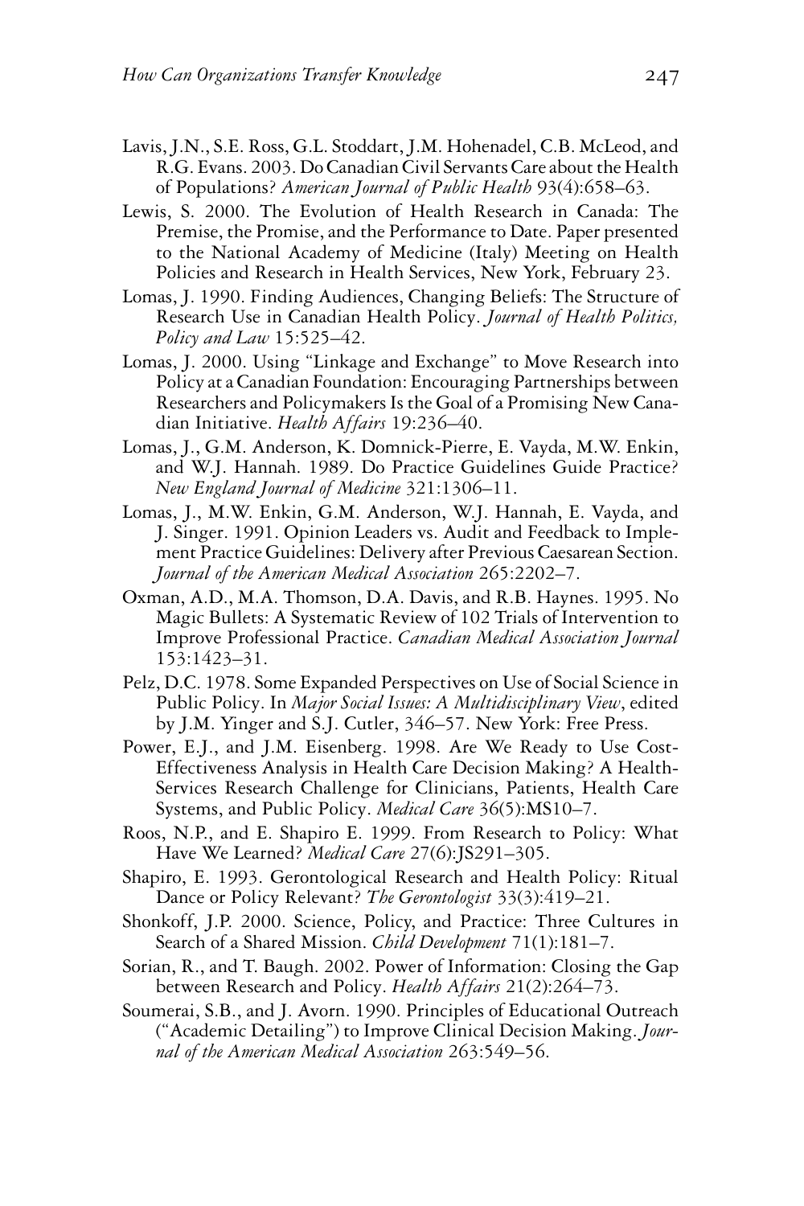Lavis, J.N., S.E. Ross, G.L. Stoddart, J.M. Hohenadel, C.B. McLeod, and R.G. Evans. 2003. Do Canadian Civil Servants Care about the Health of Populations? *American Journal of Public Health* 93(4):658–63.

Lewis, S. 2000. The Evolution of Health Research in Canada: The Premise, the Promise, and the Performance to Date. Paper presented to the National Academy of Medicine (Italy) Meeting on Health Policies and Research in Health Services, New York, February 23.

Lomas, J. 1990. Finding Audiences, Changing Beliefs: The Structure of Research Use in Canadian Health Policy. *Journal of Health Politics, Policy and Law* 15:525–42.

Lomas, J. 2000. Using "Linkage and Exchange" to Move Research into Policy at a Canadian Foundation: Encouraging Partnerships between Researchers and Policymakers Is the Goal of a Promising New Canadian Initiative. *Health Affairs* 19:236–40.

Lomas, J., G.M. Anderson, K. Domnick-Pierre, E. Vayda, M.W. Enkin, and W.J. Hannah. 1989. Do Practice Guidelines Guide Practice? *New England Journal of Medicine* 321:1306–11.

Lomas, J., M.W. Enkin, G.M. Anderson, W.J. Hannah, E. Vayda, and J. Singer. 1991. Opinion Leaders vs. Audit and Feedback to Implement Practice Guidelines: Delivery after Previous Caesarean Section. *Journal of the American Medical Association* 265:2202–7.

Oxman, A.D., M.A. Thomson, D.A. Davis, and R.B. Haynes. 1995. No Magic Bullets: A Systematic Review of 102 Trials of Intervention to Improve Professional Practice. *Canadian Medical Association Journal* 153:1423–31.

Pelz, D.C. 1978. Some Expanded Perspectives on Use of Social Science in Public Policy. In *Major Social Issues: A Multidisciplinary View*, edited by J.M. Yinger and S.J. Cutler, 346–57. New York: Free Press.

Power, E.J., and J.M. Eisenberg. 1998. Are We Ready to Use Cost-Effectiveness Analysis in Health Care Decision Making? A Health-Services Research Challenge for Clinicians, Patients, Health Care Systems, and Public Policy. *Medical Care* 36(5):MS10–7.

Roos, N.P., and E. Shapiro E. 1999. From Research to Policy: What Have We Learned? *Medical Care* 27(6):JS291–305.

Shapiro, E. 1993. Gerontological Research and Health Policy: Ritual Dance or Policy Relevant? *The Gerontologist* 33(3):419–21.

Shonkoff, J.P. 2000. Science, Policy, and Practice: Three Cultures in Search of a Shared Mission. *Child Development* 71(1):181–7.

Sorian, R., and T. Baugh. 2002. Power of Information: Closing the Gap between Research and Policy. *Health Affairs* 21(2):264–73.

Soumerai, S.B., and J. Avorn. 1990. Principles of Educational Outreach ("Academic Detailing") to Improve Clinical Decision Making. *Journal of the American Medical Association* 263:549–56.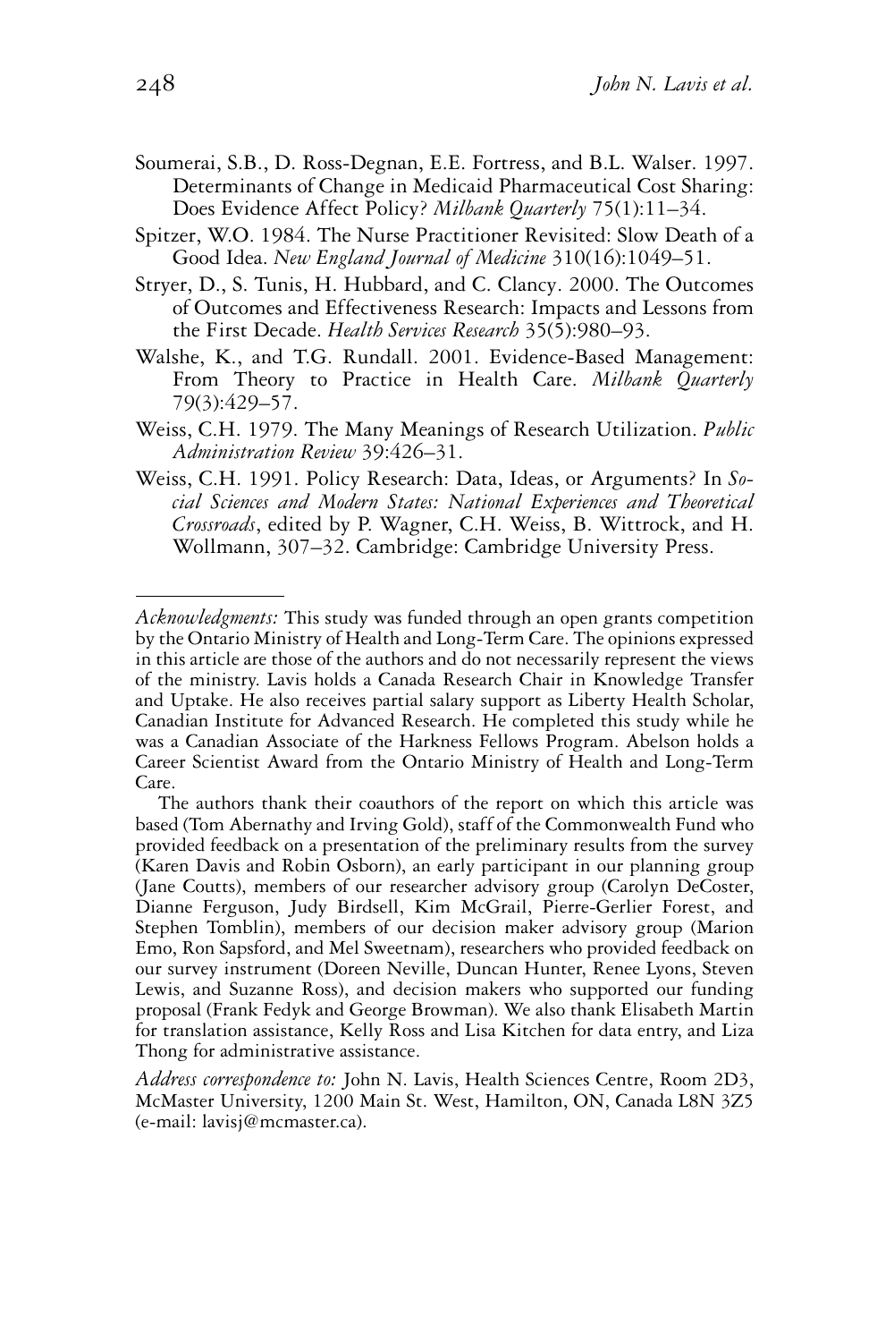Soumerai, S.B., D. Ross-Degnan, E.E. Fortress, and B.L. Walser. 1997. Determinants of Change in Medicaid Pharmaceutical Cost Sharing: Does Evidence Affect Policy? *Milbank Quarterly* 75(1):11–34.

Spitzer, W.O. 1984. The Nurse Practitioner Revisited: Slow Death of a Good Idea. *New England Journal of Medicine* 310(16):1049–51.

Stryer, D., S. Tunis, H. Hubbard, and C. Clancy. 2000. The Outcomes of Outcomes and Effectiveness Research: Impacts and Lessons from the First Decade. *Health Services Research* 35(5):980–93.

Walshe, K., and T.G. Rundall. 2001. Evidence-Based Management: From Theory to Practice in Health Care. *Milbank Quarterly* 79(3):429–57.

Weiss, C.H. 1979. The Many Meanings of Research Utilization. *Public Administration Review* 39:426–31.

Weiss, C.H. 1991. Policy Research: Data, Ideas, or Arguments? In *Social Sciences and Modern States: National Experiences and Theoretical Crossroads*, edited by P. Wagner, C.H. Weiss, B. Wittrock, and H. Wollmann, 307–32. Cambridge: Cambridge University Press.

---

*Acknowledgments:* This study was funded through an open grants competition by the Ontario Ministry of Health and Long-Term Care. The opinions expressed in this article are those of the authors and do not necessarily represent the views of the ministry. Lavis holds a Canada Research Chair in Knowledge Transfer and Uptake. He also receives partial salary support as Liberty Health Scholar, Canadian Institute for Advanced Research. He completed this study while he was a Canadian Associate of the Harkness Fellows Program. Abelson holds a Career Scientist Award from the Ontario Ministry of Health and Long-Term Care.

The authors thank their coauthors of the report on which this article was based (Tom Abernathy and Irving Gold), staff of the Commonwealth Fund who provided feedback on a presentation of the preliminary results from the survey (Karen Davis and Robin Osborn), an early participant in our planning group (Jane Coutts), members of our researcher advisory group (Carolyn DeCoster, Dianne Ferguson, Judy Birdsell, Kim McGrail, Pierre-Gerlier Forest, and Stephen Tomblin), members of our decision maker advisory group (Marion Emo, Ron Sapsford, and Mel Sweetnam), researchers who provided feedback on our survey instrument (Doreen Neville, Duncan Hunter, Renee Lyons, Steven Lewis, and Suzanne Ross), and decision makers who supported our funding proposal (Frank Fedyk and George Browman). We also thank Elisabeth Martin for translation assistance, Kelly Ross and Lisa Kitchen for data entry, and Liza Thong for administrative assistance.

*Address correspondence to:* John N. Lavis, Health Sciences Centre, Room 2D3, McMaster University, 1200 Main St. West, Hamilton, ON, Canada L8N 3Z5 (e-mail: lavisj@mcmaster.ca).